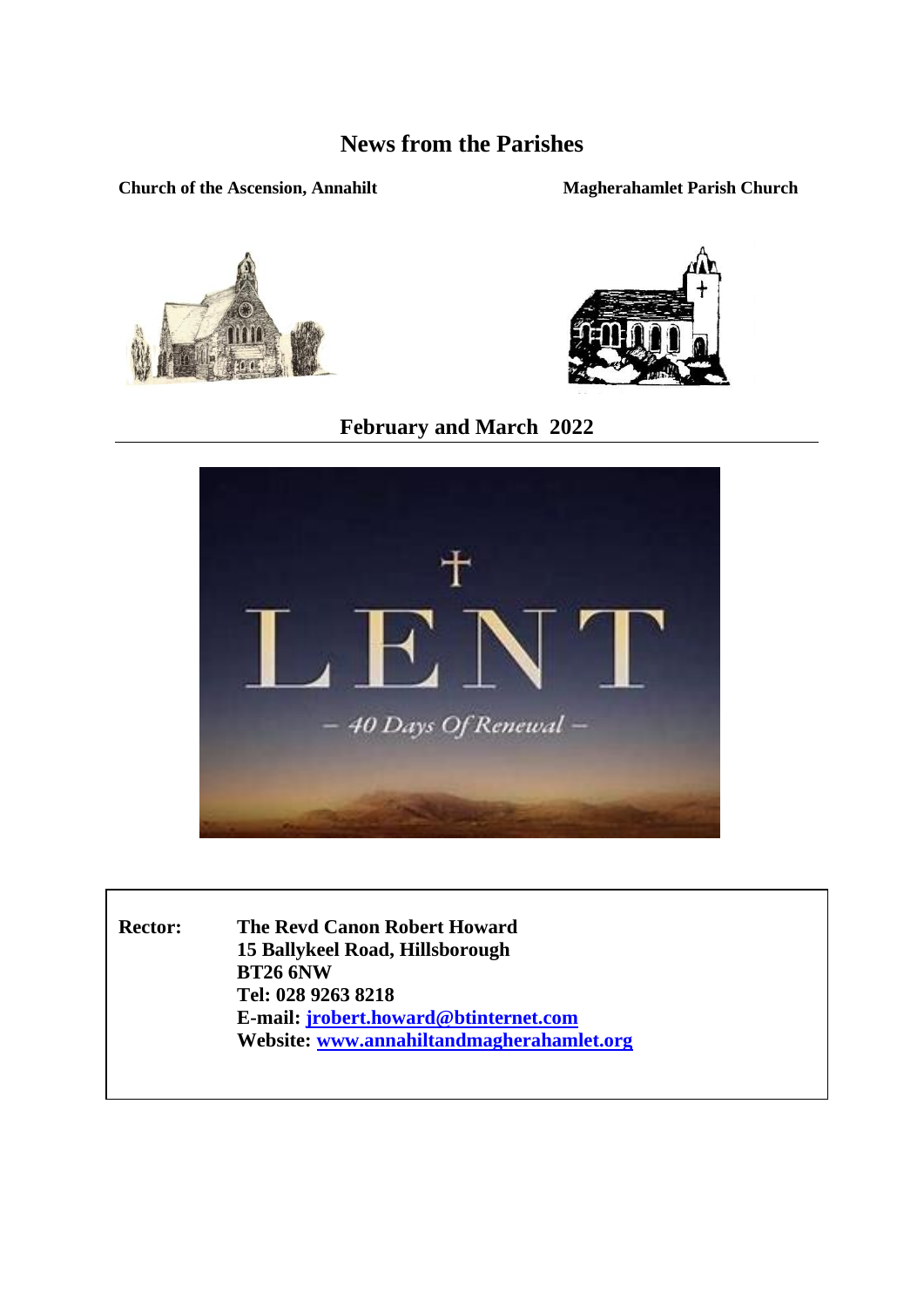# News from the Parishes

**Church of the Ascension, Annahilt** | **Magherahamlet Parish Church**

## February and March 2022

**Rector:** **The Revd Canon Robert Howard**
**15 Ballykeel Road, Hillsborough**
**BT26 6NW**
**Tel: 028 9263 8218**
**E-mail: jrobert.howard@btinternet.com**
**Website: www.annahiltandmagherahamlet.org**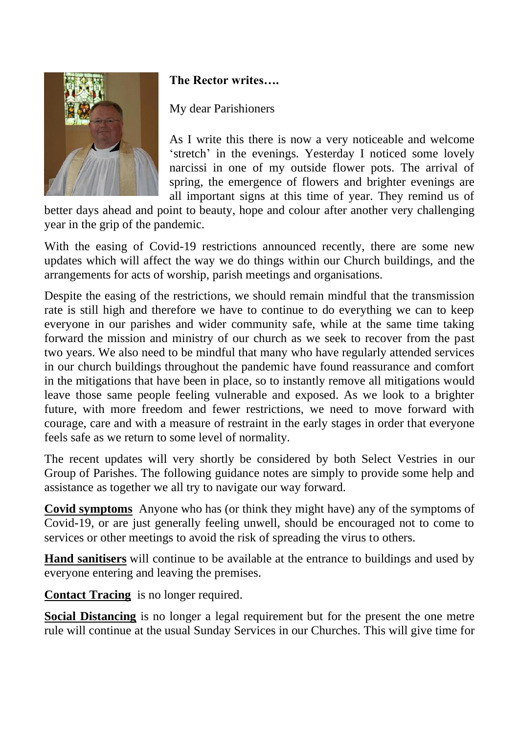**The Rector writes….**

My dear Parishioners

As I write this there is now a very noticeable and welcome 'stretch' in the evenings. Yesterday I noticed some lovely narcissi in one of my outside flower pots. The arrival of spring, the emergence of flowers and brighter evenings are all important signs at this time of year. They remind us of better days ahead and point to beauty, hope and colour after another very challenging year in the grip of the pandemic.

With the easing of Covid-19 restrictions announced recently, there are some new updates which will affect the way we do things within our Church buildings, and the arrangements for acts of worship, parish meetings and organisations.

Despite the easing of the restrictions, we should remain mindful that the transmission rate is still high and therefore we have to continue to do everything we can to keep everyone in our parishes and wider community safe, while at the same time taking forward the mission and ministry of our church as we seek to recover from the past two years. We also need to be mindful that many who have regularly attended services in our church buildings throughout the pandemic have found reassurance and comfort in the mitigations that have been in place, so to instantly remove all mitigations would leave those same people feeling vulnerable and exposed. As we look to a brighter future, with more freedom and fewer restrictions, we need to move forward with courage, care and with a measure of restraint in the early stages in order that everyone feels safe as we return to some level of normality.

The recent updates will very shortly be considered by both Select Vestries in our Group of Parishes. The following guidance notes are simply to provide some help and assistance as together we all try to navigate our way forward.

**Covid symptoms** Anyone who has (or think they might have) any of the symptoms of Covid-19, or are just generally feeling unwell, should be encouraged not to come to services or other meetings to avoid the risk of spreading the virus to others.

**Hand sanitisers** will continue to be available at the entrance to buildings and used by everyone entering and leaving the premises.

**Contact Tracing** is no longer required.

**Social Distancing** is no longer a legal requirement but for the present the one metre rule will continue at the usual Sunday Services in our Churches. This will give time for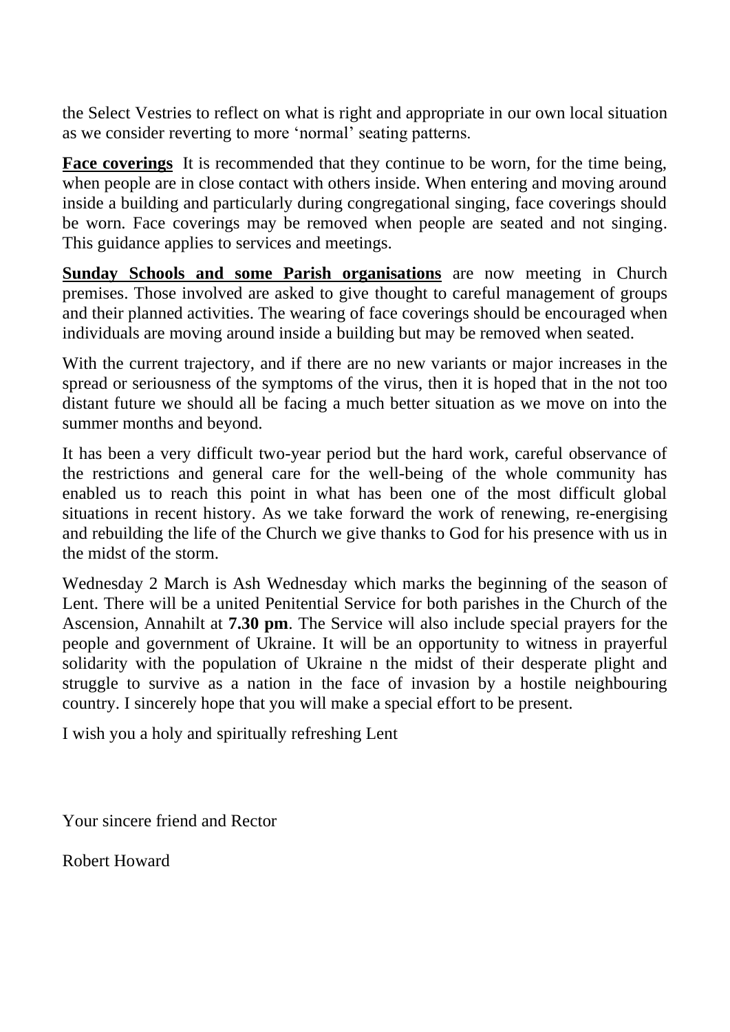the Select Vestries to reflect on what is right and appropriate in our own local situation as we consider reverting to more 'normal' seating patterns.

**Face coverings** It is recommended that they continue to be worn, for the time being, when people are in close contact with others inside. When entering and moving around inside a building and particularly during congregational singing, face coverings should be worn. Face coverings may be removed when people are seated and not singing. This guidance applies to services and meetings.

**Sunday Schools and some Parish organisations** are now meeting in Church premises. Those involved are asked to give thought to careful management of groups and their planned activities. The wearing of face coverings should be encouraged when individuals are moving around inside a building but may be removed when seated.

With the current trajectory, and if there are no new variants or major increases in the spread or seriousness of the symptoms of the virus, then it is hoped that in the not too distant future we should all be facing a much better situation as we move on into the summer months and beyond.

It has been a very difficult two-year period but the hard work, careful observance of the restrictions and general care for the well-being of the whole community has enabled us to reach this point in what has been one of the most difficult global situations in recent history. As we take forward the work of renewing, re-energising and rebuilding the life of the Church we give thanks to God for his presence with us in the midst of the storm.

Wednesday 2 March is Ash Wednesday which marks the beginning of the season of Lent. There will be a united Penitential Service for both parishes in the Church of the Ascension, Annahilt at **7.30 pm**. The Service will also include special prayers for the people and government of Ukraine. It will be an opportunity to witness in prayerful solidarity with the population of Ukraine n the midst of their desperate plight and struggle to survive as a nation in the face of invasion by a hostile neighbouring country. I sincerely hope that you will make a special effort to be present.

I wish you a holy and spiritually refreshing Lent

Your sincere friend and Rector

Robert Howard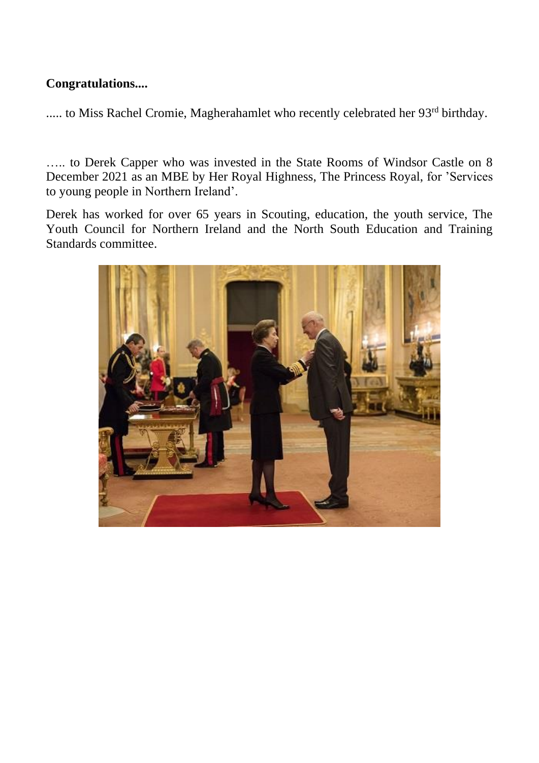**Congratulations....**

..... to Miss Rachel Cromie, Magherahamlet who recently celebrated her 93rd birthday.

….. to Derek Capper who was invested in the State Rooms of Windsor Castle on 8 December 2021 as an MBE by Her Royal Highness, The Princess Royal, for 'Services to young people in Northern Ireland'.

Derek has worked for over 65 years in Scouting, education, the youth service, The Youth Council for Northern Ireland and the North South Education and Training Standards committee.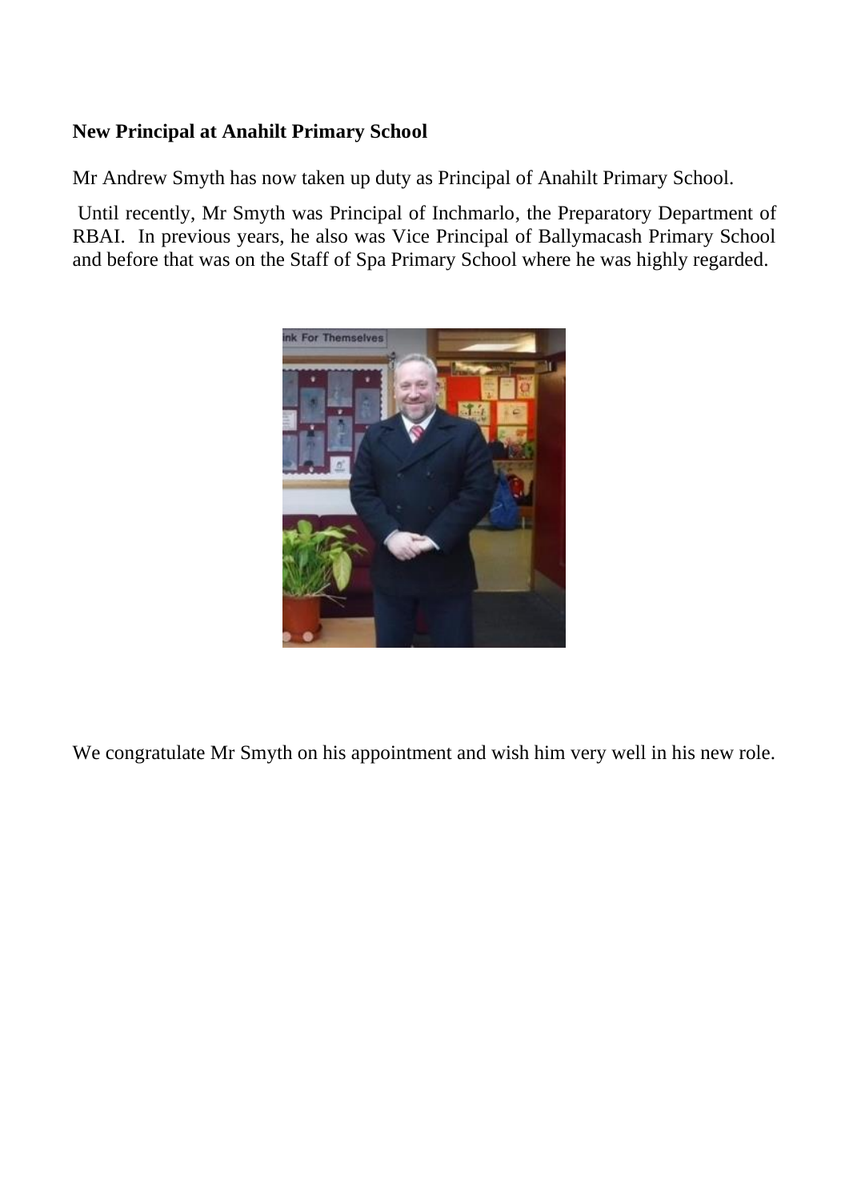**New Principal at Anahilt Primary School**

Mr Andrew Smyth has now taken up duty as Principal of Anahilt Primary School.

Until recently, Mr Smyth was Principal of Inchmarlo, the Preparatory Department of RBAI. In previous years, he also was Vice Principal of Ballymacash Primary School and before that was on the Staff of Spa Primary School where he was highly regarded.

We congratulate Mr Smyth on his appointment and wish him very well in his new role.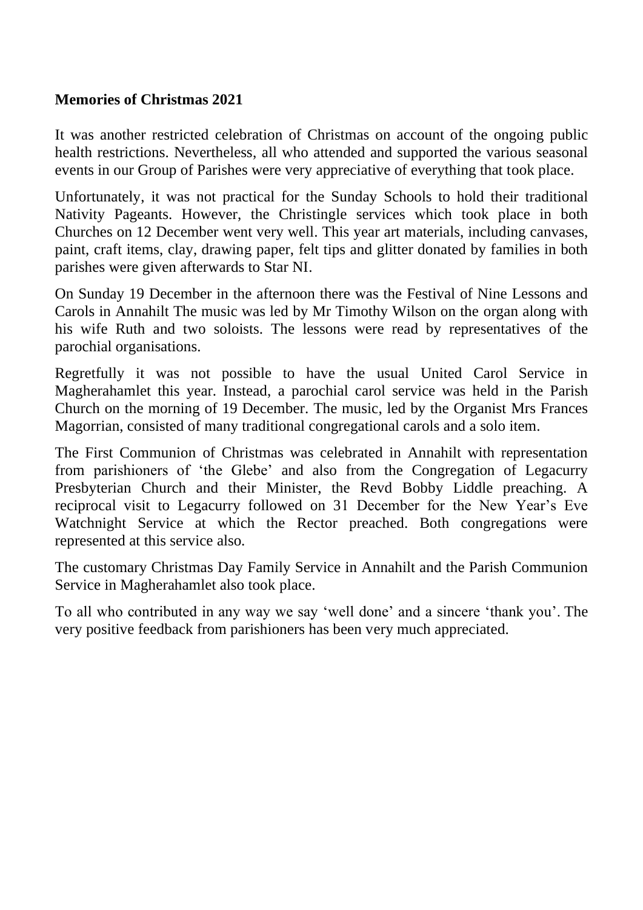**Memories of Christmas 2021**

It was another restricted celebration of Christmas on account of the ongoing public health restrictions. Nevertheless, all who attended and supported the various seasonal events in our Group of Parishes were very appreciative of everything that took place.

Unfortunately, it was not practical for the Sunday Schools to hold their traditional Nativity Pageants. However, the Christingle services which took place in both Churches on 12 December went very well. This year art materials, including canvases, paint, craft items, clay, drawing paper, felt tips and glitter donated by families in both parishes were given afterwards to Star NI.

On Sunday 19 December in the afternoon there was the Festival of Nine Lessons and Carols in Annahilt The music was led by Mr Timothy Wilson on the organ along with his wife Ruth and two soloists. The lessons were read by representatives of the parochial organisations.

Regretfully it was not possible to have the usual United Carol Service in Magherahamlet this year. Instead, a parochial carol service was held in the Parish Church on the morning of 19 December. The music, led by the Organist Mrs Frances Magorrian, consisted of many traditional congregational carols and a solo item.

The First Communion of Christmas was celebrated in Annahilt with representation from parishioners of 'the Glebe' and also from the Congregation of Legacurry Presbyterian Church and their Minister, the Revd Bobby Liddle preaching. A reciprocal visit to Legacurry followed on 31 December for the New Year's Eve Watchnight Service at which the Rector preached. Both congregations were represented at this service also.

The customary Christmas Day Family Service in Annahilt and the Parish Communion Service in Magherahamlet also took place.

To all who contributed in any way we say 'well done' and a sincere 'thank you'. The very positive feedback from parishioners has been very much appreciated.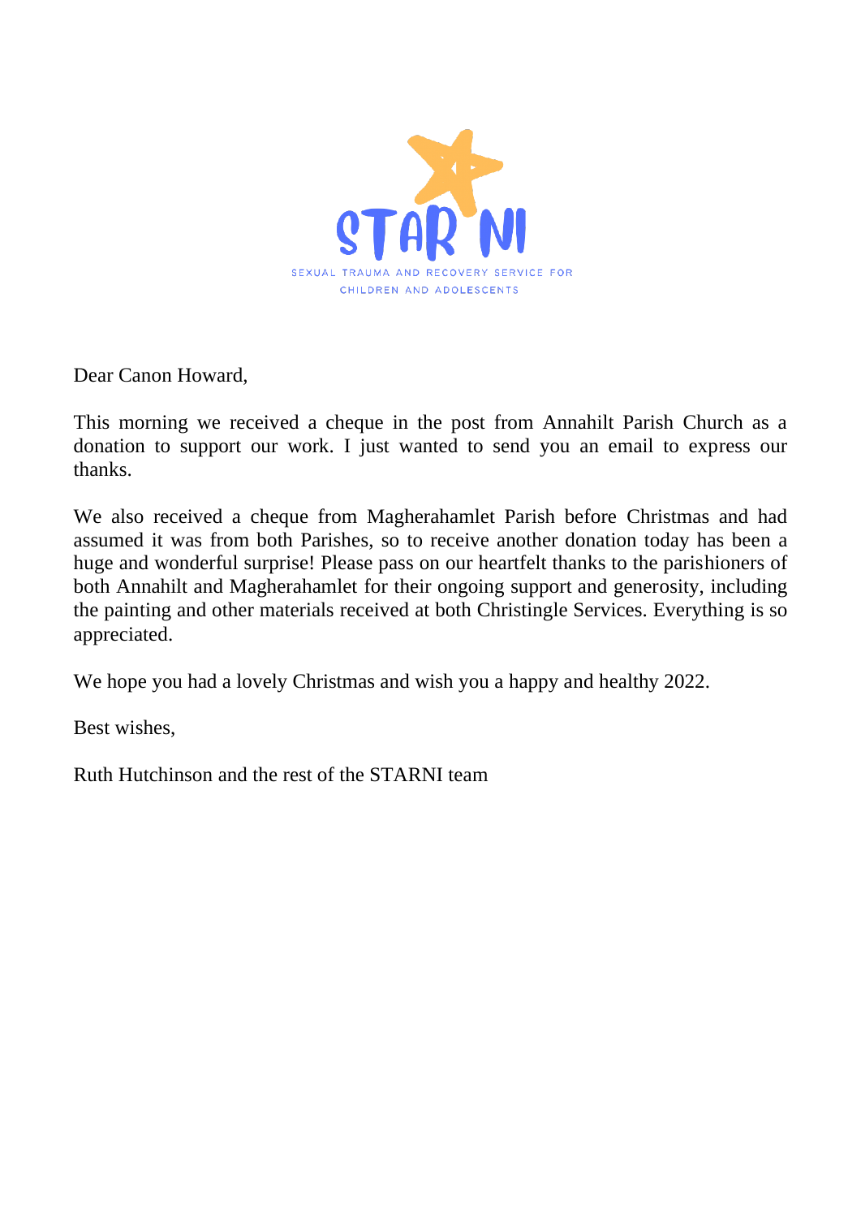STAR NI

SEXUAL TRAUMA AND RECOVERY SERVICE FOR CHILDREN AND ADOLESCENTS

Dear Canon Howard,

This morning we received a cheque in the post from Annahilt Parish Church as a donation to support our work. I just wanted to send you an email to express our thanks.

We also received a cheque from Magherahamlet Parish before Christmas and had assumed it was from both Parishes, so to receive another donation today has been a huge and wonderful surprise! Please pass on our heartfelt thanks to the parishioners of both Annahilt and Magherahamlet for their ongoing support and generosity, including the painting and other materials received at both Christingle Services. Everything is so appreciated.

We hope you had a lovely Christmas and wish you a happy and healthy 2022.

Best wishes,

Ruth Hutchinson and the rest of the STARNI team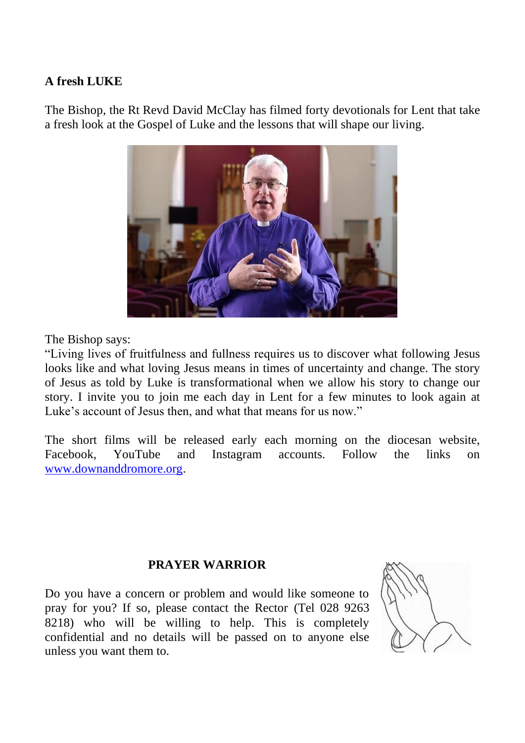**A fresh LUKE**

The Bishop, the Rt Revd David McClay has filmed forty devotionals for Lent that take a fresh look at the Gospel of Luke and the lessons that will shape our living.

The Bishop says:
"Living lives of fruitfulness and fullness requires us to discover what following Jesus looks like and what loving Jesus means in times of uncertainty and change. The story of Jesus as told by Luke is transformational when we allow his story to change our story. I invite you to join me each day in Lent for a few minutes to look again at Luke's account of Jesus then, and what that means for us now."

The short films will be released early each morning on the diocesan website, Facebook, YouTube and Instagram accounts. Follow the links on [www.downanddromore.org](http://www.downanddromore.org).

**PRAYER WARRIOR**

Do you have a concern or problem and would like someone to pray for you? If so, please contact the Rector (Tel 028 9263 8218) who will be willing to help. This is completely confidential and no details will be passed on to anyone else unless you want them to.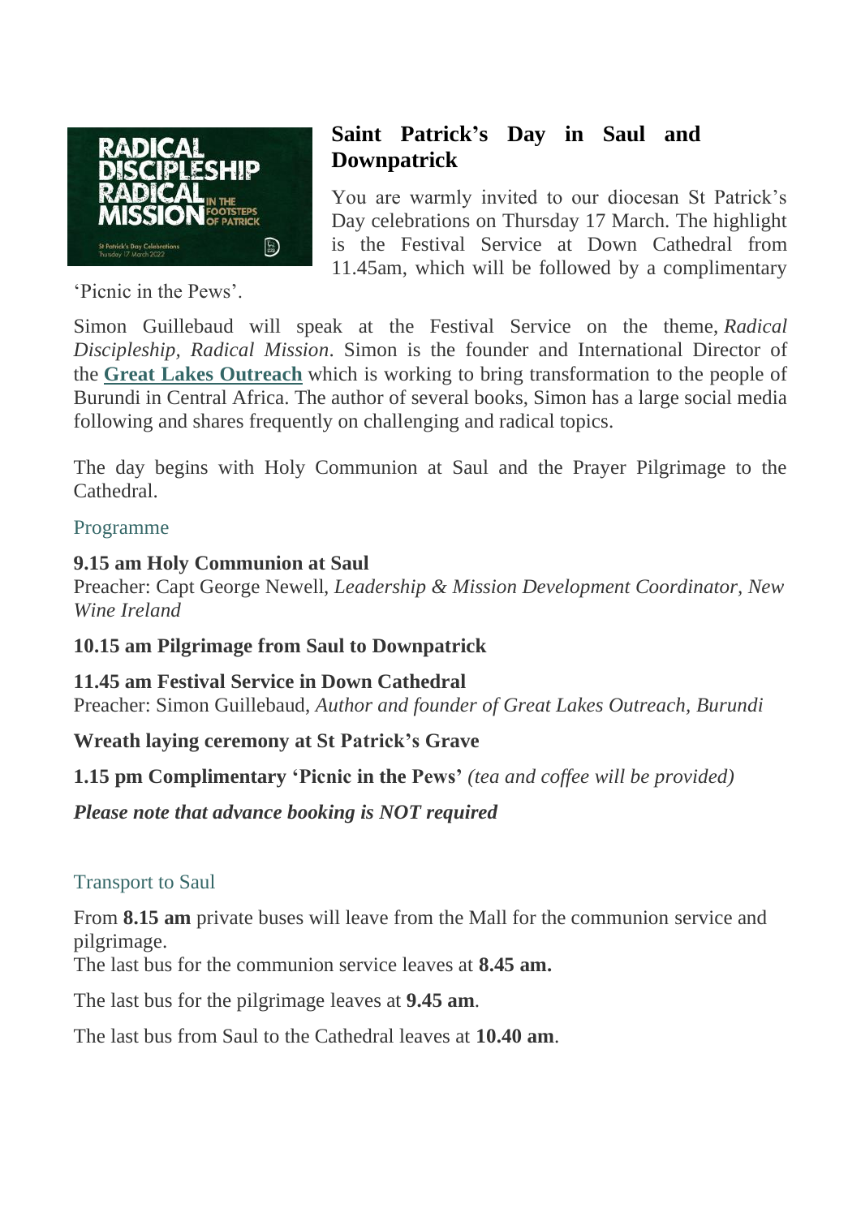## Saint Patrick's Day in Saul and Downpatrick

You are warmly invited to our diocesan St Patrick's Day celebrations on Thursday 17 March. The highlight is the Festival Service at Down Cathedral from 11.45am, which will be followed by a complimentary 'Picnic in the Pews'.

Simon Guillebaud will speak at the Festival Service on the theme, *Radical Discipleship, Radical Mission*. Simon is the founder and International Director of the **Great Lakes Outreach** which is working to bring transformation to the people of Burundi in Central Africa. The author of several books, Simon has a large social media following and shares frequently on challenging and radical topics.

The day begins with Holy Communion at Saul and the Prayer Pilgrimage to the Cathedral.

### Programme

**9.15 am Holy Communion at Saul**
Preacher: Capt George Newell, *Leadership & Mission Development Coordinator, New Wine Ireland*

**10.15 am Pilgrimage from Saul to Downpatrick**

**11.45 am Festival Service in Down Cathedral**
Preacher: Simon Guillebaud, *Author and founder of Great Lakes Outreach, Burundi*

**Wreath laying ceremony at St Patrick's Grave**

**1.15 pm Complimentary 'Picnic in the Pews'** *(tea and coffee will be provided)*

***Please note that advance booking is NOT required***

### Transport to Saul

From **8.15 am** private buses will leave from the Mall for the communion service and pilgrimage.
The last bus for the communion service leaves at **8.45 am.**

The last bus for the pilgrimage leaves at **9.45 am**.

The last bus from Saul to the Cathedral leaves at **10.40 am**.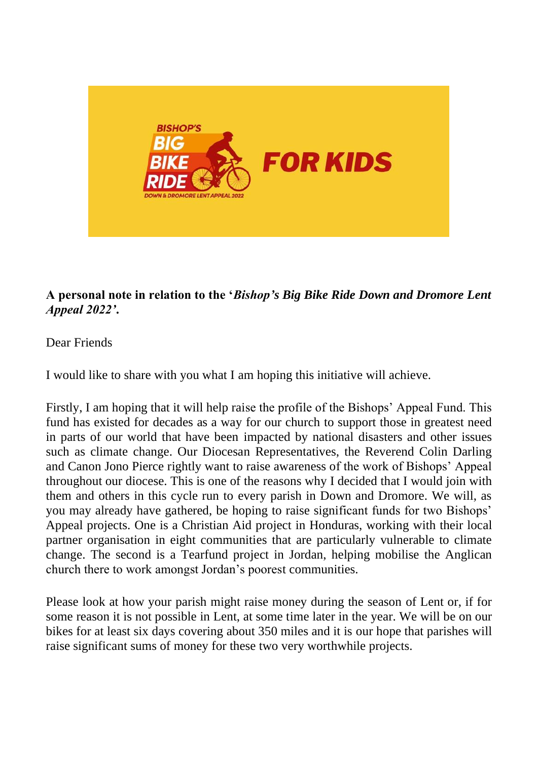**A personal note in relation to the '*Bishop's Big Bike Ride Down and Dromore Lent Appeal 2022'*.**

Dear Friends

I would like to share with you what I am hoping this initiative will achieve.

Firstly, I am hoping that it will help raise the profile of the Bishops' Appeal Fund. This fund has existed for decades as a way for our church to support those in greatest need in parts of our world that have been impacted by national disasters and other issues such as climate change. Our Diocesan Representatives, the Reverend Colin Darling and Canon Jono Pierce rightly want to raise awareness of the work of Bishops' Appeal throughout our diocese. This is one of the reasons why I decided that I would join with them and others in this cycle run to every parish in Down and Dromore. We will, as you may already have gathered, be hoping to raise significant funds for two Bishops' Appeal projects. One is a Christian Aid project in Honduras, working with their local partner organisation in eight communities that are particularly vulnerable to climate change. The second is a Tearfund project in Jordan, helping mobilise the Anglican church there to work amongst Jordan's poorest communities.

Please look at how your parish might raise money during the season of Lent or, if for some reason it is not possible in Lent, at some time later in the year. We will be on our bikes for at least six days covering about 350 miles and it is our hope that parishes will raise significant sums of money for these two very worthwhile projects.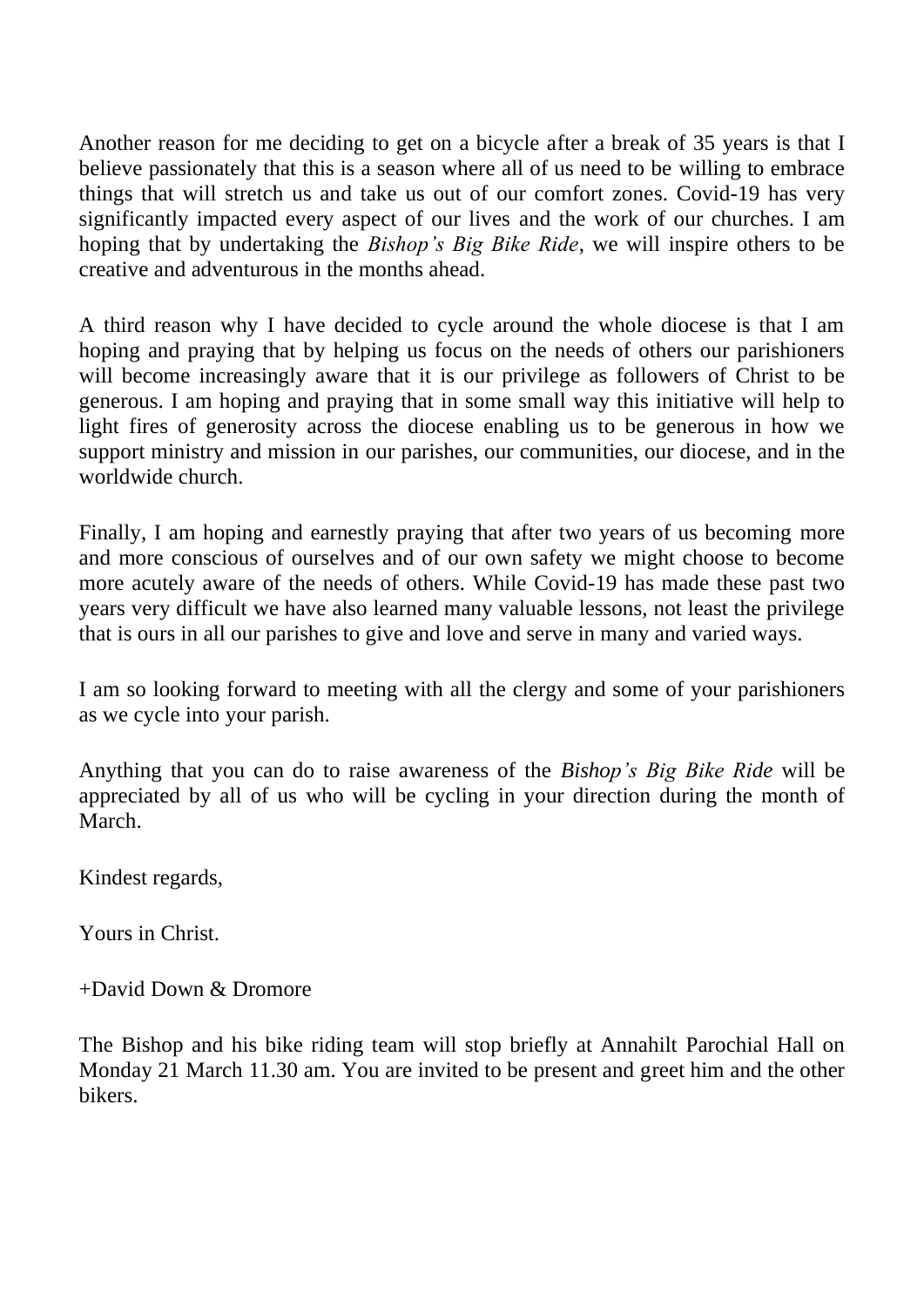Another reason for me deciding to get on a bicycle after a break of 35 years is that I believe passionately that this is a season where all of us need to be willing to embrace things that will stretch us and take us out of our comfort zones. Covid-19 has very significantly impacted every aspect of our lives and the work of our churches. I am hoping that by undertaking the *Bishop's Big Bike Ride*, we will inspire others to be creative and adventurous in the months ahead.

A third reason why I have decided to cycle around the whole diocese is that I am hoping and praying that by helping us focus on the needs of others our parishioners will become increasingly aware that it is our privilege as followers of Christ to be generous. I am hoping and praying that in some small way this initiative will help to light fires of generosity across the diocese enabling us to be generous in how we support ministry and mission in our parishes, our communities, our diocese, and in the worldwide church.

Finally, I am hoping and earnestly praying that after two years of us becoming more and more conscious of ourselves and of our own safety we might choose to become more acutely aware of the needs of others. While Covid-19 has made these past two years very difficult we have also learned many valuable lessons, not least the privilege that is ours in all our parishes to give and love and serve in many and varied ways.

I am so looking forward to meeting with all the clergy and some of your parishioners as we cycle into your parish.

Anything that you can do to raise awareness of the *Bishop's Big Bike Ride* will be appreciated by all of us who will be cycling in your direction during the month of March.

Kindest regards,

Yours in Christ.

+David Down & Dromore

The Bishop and his bike riding team will stop briefly at Annahilt Parochial Hall on Monday 21 March 11.30 am. You are invited to be present and greet him and the other bikers.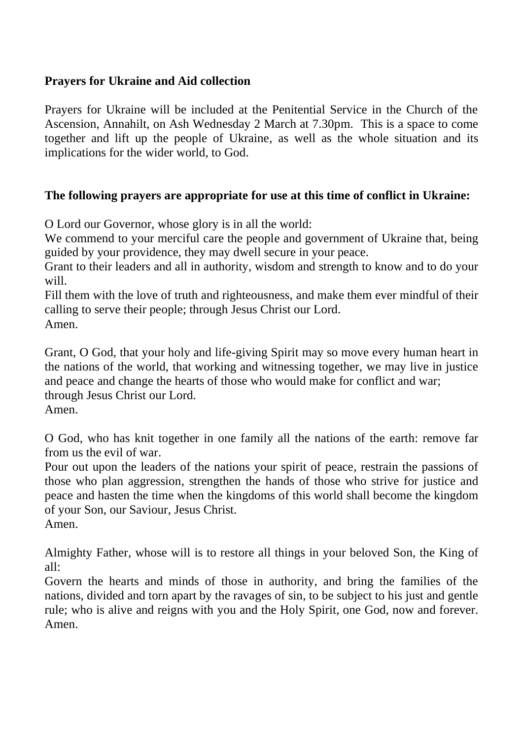**Prayers for Ukraine and Aid collection**

Prayers for Ukraine will be included at the Penitential Service in the Church of the Ascension, Annahilt, on Ash Wednesday 2 March at 7.30pm. This is a space to come together and lift up the people of Ukraine, as well as the whole situation and its implications for the wider world, to God.

**The following prayers are appropriate for use at this time of conflict in Ukraine:**

O Lord our Governor, whose glory is in all the world:
We commend to your merciful care the people and government of Ukraine that, being guided by your providence, they may dwell secure in your peace.
Grant to their leaders and all in authority, wisdom and strength to know and to do your will.
Fill them with the love of truth and righteousness, and make them ever mindful of their calling to serve their people; through Jesus Christ our Lord.
Amen.

Grant, O God, that your holy and life-giving Spirit may so move every human heart in the nations of the world, that working and witnessing together, we may live in justice and peace and change the hearts of those who would make for conflict and war;
through Jesus Christ our Lord.
Amen.

O God, who has knit together in one family all the nations of the earth: remove far from us the evil of war.
Pour out upon the leaders of the nations your spirit of peace, restrain the passions of those who plan aggression, strengthen the hands of those who strive for justice and peace and hasten the time when the kingdoms of this world shall become the kingdom of your Son, our Saviour, Jesus Christ.
Amen.

Almighty Father, whose will is to restore all things in your beloved Son, the King of all:
Govern the hearts and minds of those in authority, and bring the families of the nations, divided and torn apart by the ravages of sin, to be subject to his just and gentle rule; who is alive and reigns with you and the Holy Spirit, one God, now and forever.
Amen.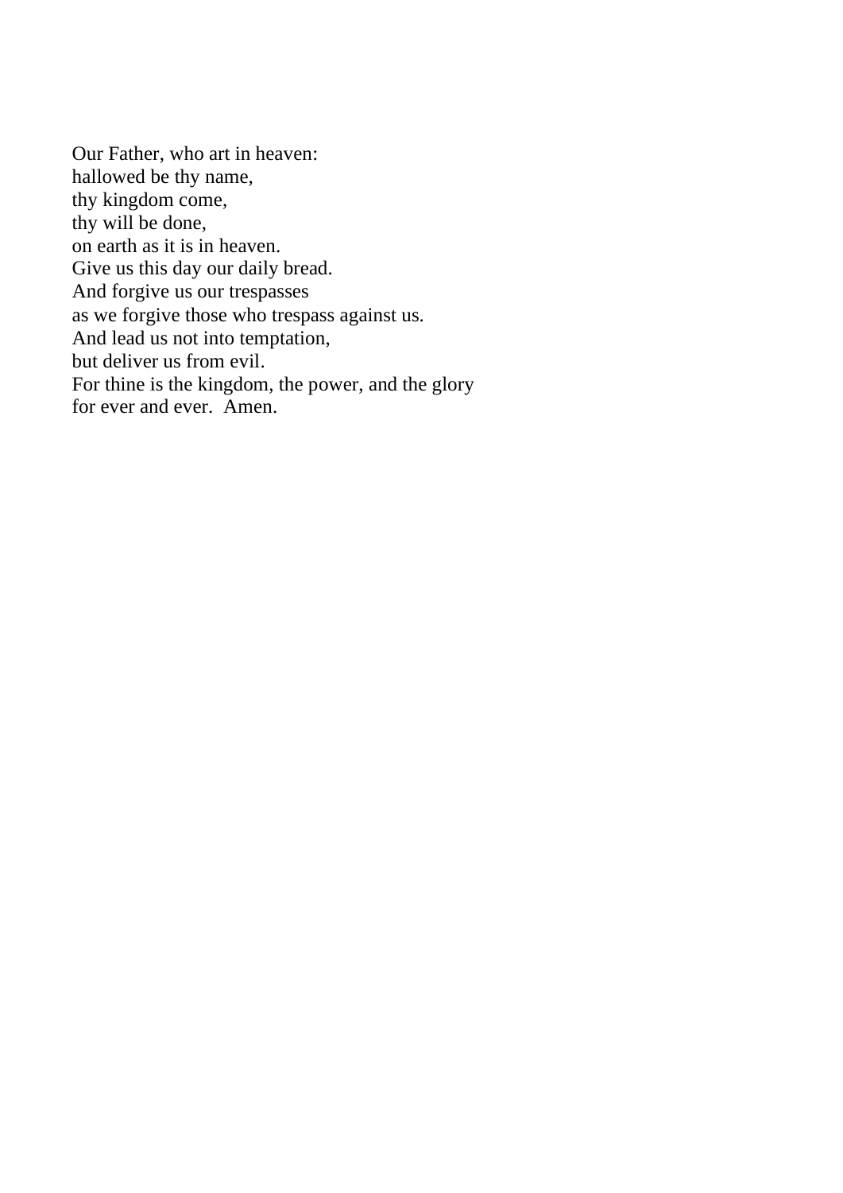Our Father, who art in heaven:
hallowed be thy name,
thy kingdom come,
thy will be done,
on earth as it is in heaven.
Give us this day our daily bread.
And forgive us our trespasses
as we forgive those who trespass against us.
And lead us not into temptation,
but deliver us from evil.
For thine is the kingdom, the power, and the glory
for ever and ever.  Amen.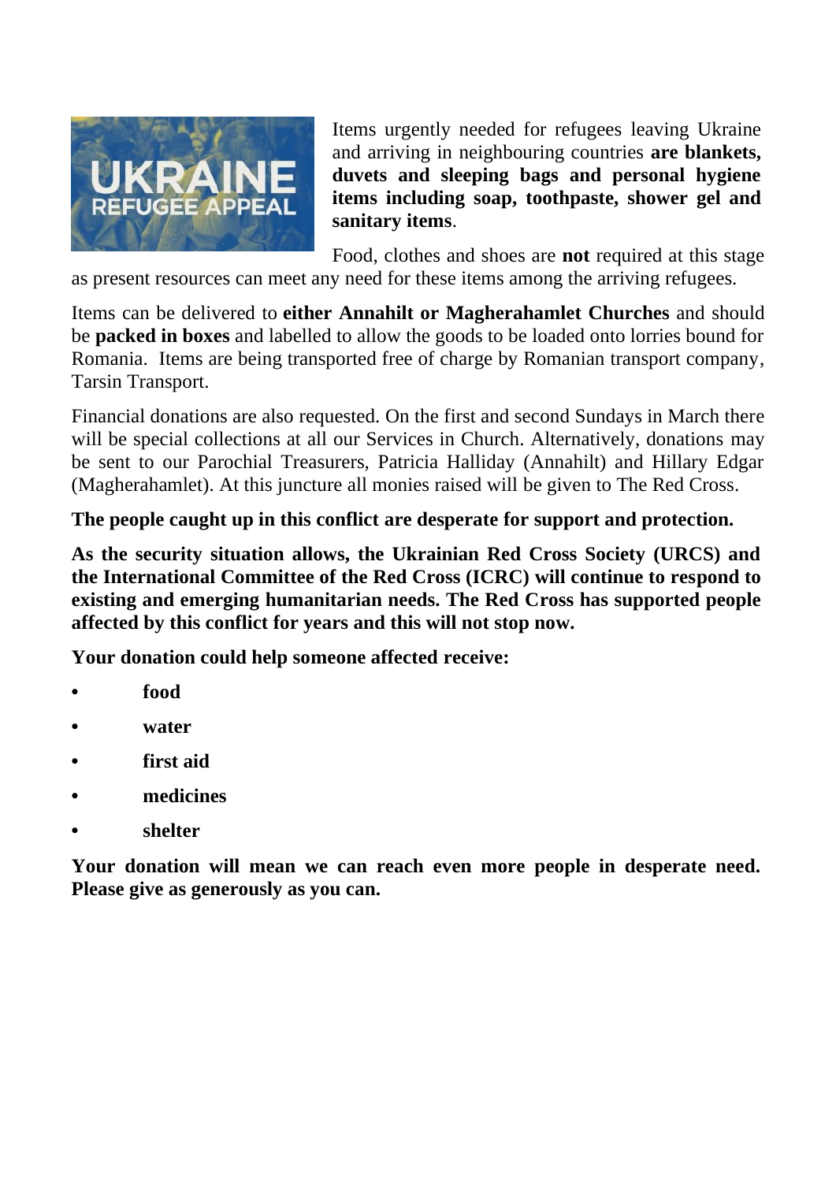Items urgently needed for refugees leaving Ukraine and arriving in neighbouring countries **are blankets, duvets and sleeping bags and personal hygiene items including soap, toothpaste, shower gel and sanitary items**.

Food, clothes and shoes are **not** required at this stage as present resources can meet any need for these items among the arriving refugees.

Items can be delivered to **either Annahilt or Magherahamlet Churches** and should be **packed in boxes** and labelled to allow the goods to be loaded onto lorries bound for Romania. Items are being transported free of charge by Romanian transport company, Tarsin Transport.

Financial donations are also requested. On the first and second Sundays in March there will be special collections at all our Services in Church. Alternatively, donations may be sent to our Parochial Treasurers, Patricia Halliday (Annahilt) and Hillary Edgar (Magherahamlet). At this juncture all monies raised will be given to The Red Cross.

**The people caught up in this conflict are desperate for support and protection.**

**As the security situation allows, the Ukrainian Red Cross Society (URCS) and the International Committee of the Red Cross (ICRC) will continue to respond to existing and emerging humanitarian needs. The Red Cross has supported people affected by this conflict for years and this will not stop now.**

**Your donation could help someone affected receive:**

- **food**
- **water**
- **first aid**
- **medicines**
- **shelter**

**Your donation will mean we can reach even more people in desperate need. Please give as generously as you can.**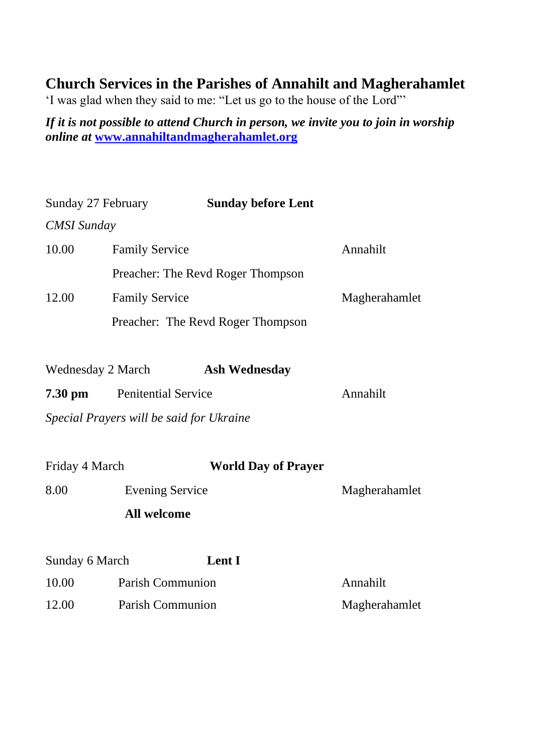## Church Services in the Parishes of Annahilt and Magherahamlet

'I was glad when they said to me: "Let us go to the house of the Lord"'

***If it is not possible to attend Church in person, we invite you to join in worship online at [www.annahiltandmagherahamlet.org](http://www.annahiltandmagherahamlet.org)***

Sunday 27 February **Sunday before Lent**

*CMSI Sunday*

| | | |
|---|---|---|
| 10.00 | Family Service | Annahilt |
| | Preacher: The Revd Roger Thompson | |
| 12.00 | Family Service | Magherahamlet |
| | Preacher: The Revd Roger Thompson | |

Wednesday 2 March **Ash Wednesday**

| | | |
|---|---|---|
| **7.30 pm** | Penitential Service | Annahilt |

*Special Prayers will be said for Ukraine*

Friday 4 March **World Day of Prayer**

| | | |
|---|---|---|
| 8.00 | Evening Service | Magherahamlet |
| | **All welcome** | |

Sunday 6 March **Lent I**

| | | |
|---|---|---|
| 10.00 | Parish Communion | Annahilt |
| 12.00 | Parish Communion | Magherahamlet |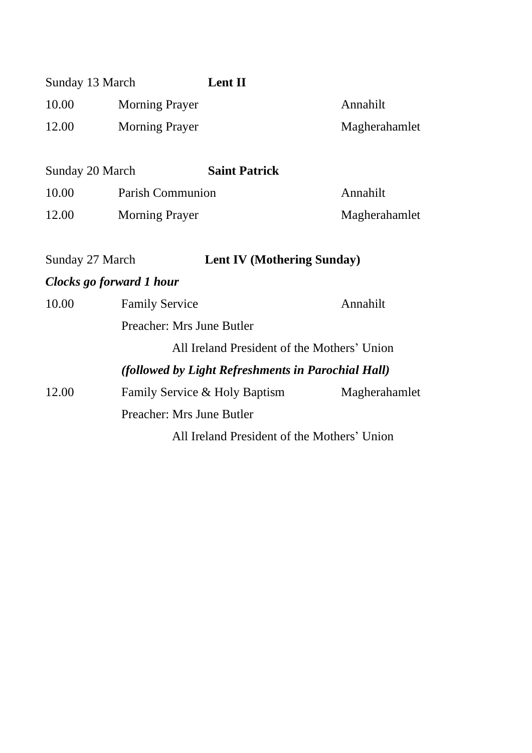Sunday 13 March **Lent II**

| | | |
|---|---|---|
| 10.00 | Morning Prayer | Annahilt |
| 12.00 | Morning Prayer | Magherahamlet |

Sunday 20 March **Saint Patrick**

| | | |
|---|---|---|
| 10.00 | Parish Communion | Annahilt |
| 12.00 | Morning Prayer | Magherahamlet |

Sunday 27 March **Lent IV (Mothering Sunday)**

***Clocks go forward 1 hour***

| | | |
|---|---|---|
| 10.00 | Family Service | Annahilt |
| | Preacher: Mrs June Butler | |
| | All Ireland President of the Mothers' Union | |
| | ***(followed by Light Refreshments in Parochial Hall)*** | |
| 12.00 | Family Service & Holy Baptism | Magherahamlet |
| | Preacher: Mrs June Butler | |
| | All Ireland President of the Mothers' Union | |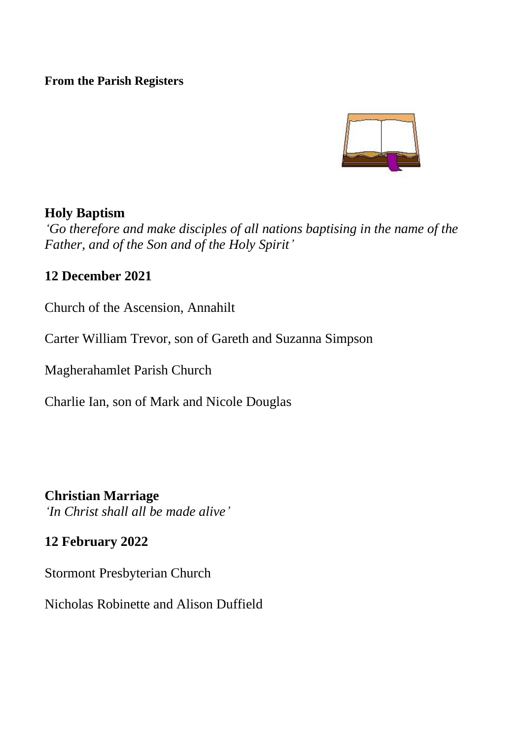**From the Parish Registers**

## Holy Baptism

*'Go therefore and make disciples of all nations baptising in the name of the Father, and of the Son and of the Holy Spirit'*

### 12 December 2021

Church of the Ascension, Annahilt

Carter William Trevor, son of Gareth and Suzanna Simpson

Magherahamlet Parish Church

Charlie Ian, son of Mark and Nicole Douglas

## Christian Marriage

*'In Christ shall all be made alive'*

### 12 February 2022

Stormont Presbyterian Church

Nicholas Robinette and Alison Duffield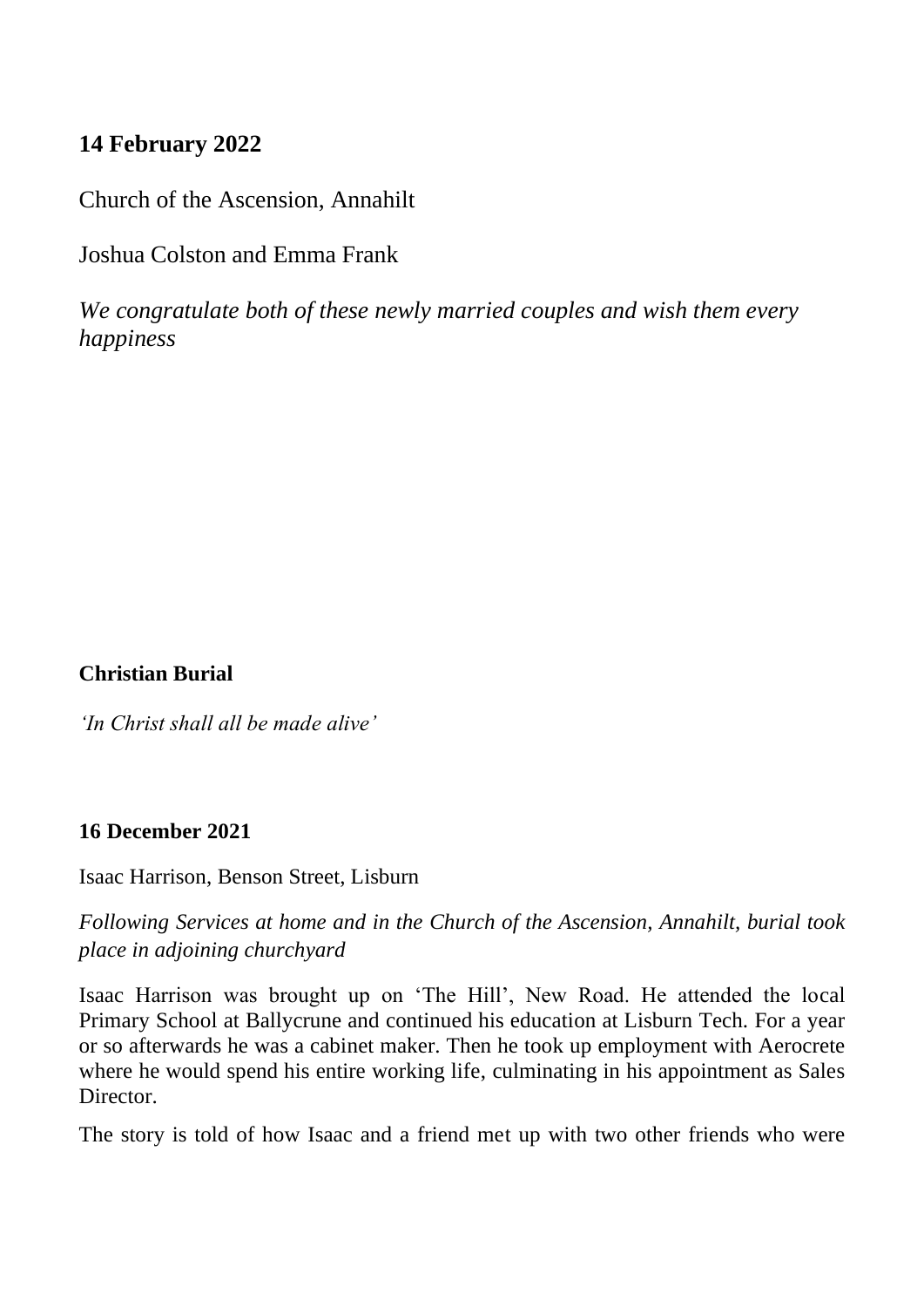**14 February 2022**

Church of the Ascension, Annahilt

Joshua Colston and Emma Frank

*We congratulate both of these newly married couples and wish them every happiness*

**Christian Burial**

*'In Christ shall all be made alive'*

**16 December 2021**

Isaac Harrison, Benson Street, Lisburn

*Following Services at home and in the Church of the Ascension, Annahilt, burial took place in adjoining churchyard*

Isaac Harrison was brought up on 'The Hill', New Road. He attended the local Primary School at Ballycrune and continued his education at Lisburn Tech. For a year or so afterwards he was a cabinet maker. Then he took up employment with Aerocrete where he would spend his entire working life, culminating in his appointment as Sales Director.

The story is told of how Isaac and a friend met up with two other friends who were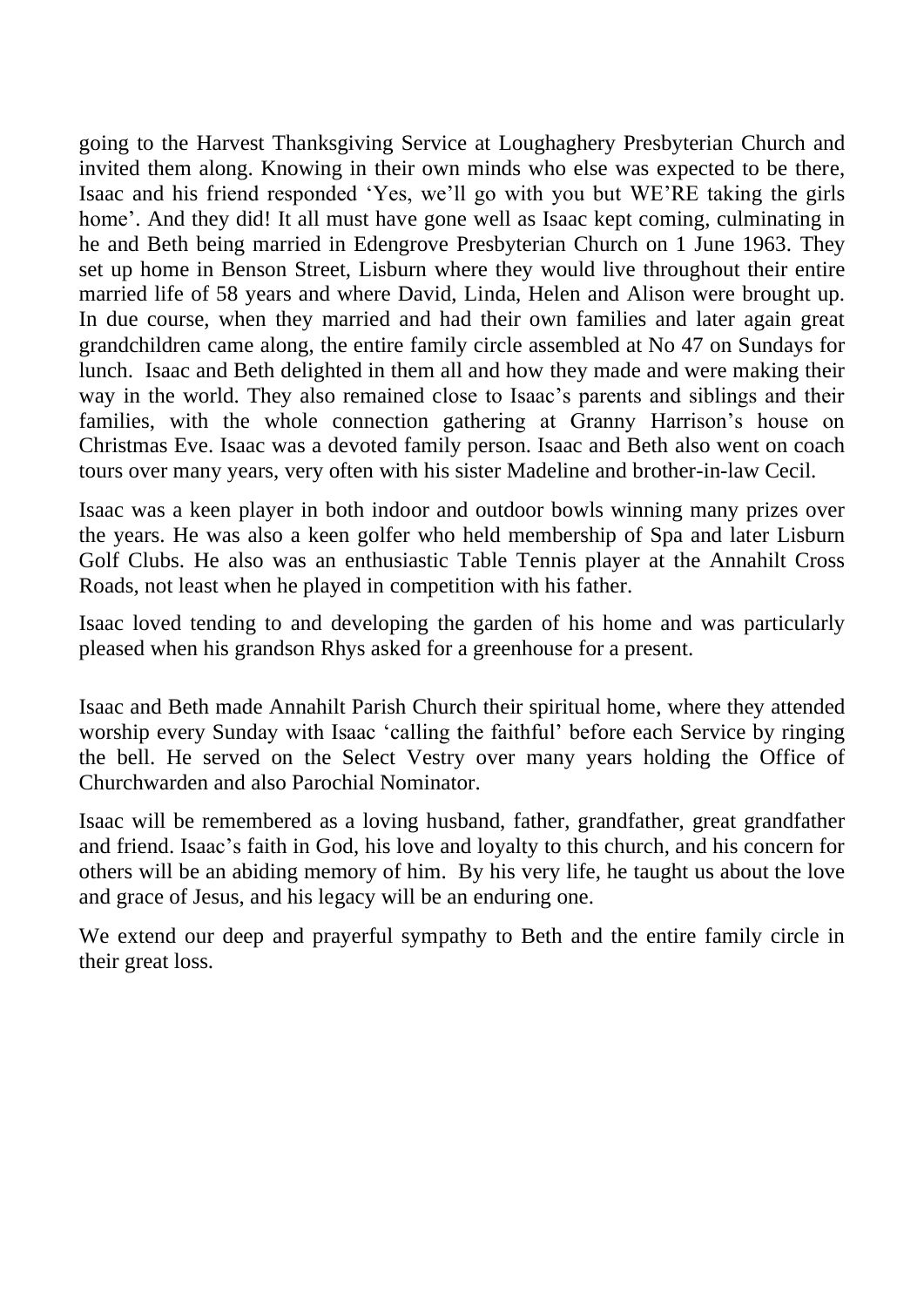going to the Harvest Thanksgiving Service at Loughaghery Presbyterian Church and invited them along. Knowing in their own minds who else was expected to be there, Isaac and his friend responded 'Yes, we'll go with you but WE'RE taking the girls home'. And they did! It all must have gone well as Isaac kept coming, culminating in he and Beth being married in Edengrove Presbyterian Church on 1 June 1963. They set up home in Benson Street, Lisburn where they would live throughout their entire married life of 58 years and where David, Linda, Helen and Alison were brought up. In due course, when they married and had their own families and later again great grandchildren came along, the entire family circle assembled at No 47 on Sundays for lunch. Isaac and Beth delighted in them all and how they made and were making their way in the world. They also remained close to Isaac's parents and siblings and their families, with the whole connection gathering at Granny Harrison's house on Christmas Eve. Isaac was a devoted family person. Isaac and Beth also went on coach tours over many years, very often with his sister Madeline and brother-in-law Cecil.

Isaac was a keen player in both indoor and outdoor bowls winning many prizes over the years. He was also a keen golfer who held membership of Spa and later Lisburn Golf Clubs. He also was an enthusiastic Table Tennis player at the Annahilt Cross Roads, not least when he played in competition with his father.

Isaac loved tending to and developing the garden of his home and was particularly pleased when his grandson Rhys asked for a greenhouse for a present.

Isaac and Beth made Annahilt Parish Church their spiritual home, where they attended worship every Sunday with Isaac 'calling the faithful' before each Service by ringing the bell. He served on the Select Vestry over many years holding the Office of Churchwarden and also Parochial Nominator.

Isaac will be remembered as a loving husband, father, grandfather, great grandfather and friend. Isaac's faith in God, his love and loyalty to this church, and his concern for others will be an abiding memory of him. By his very life, he taught us about the love and grace of Jesus, and his legacy will be an enduring one.

We extend our deep and prayerful sympathy to Beth and the entire family circle in their great loss.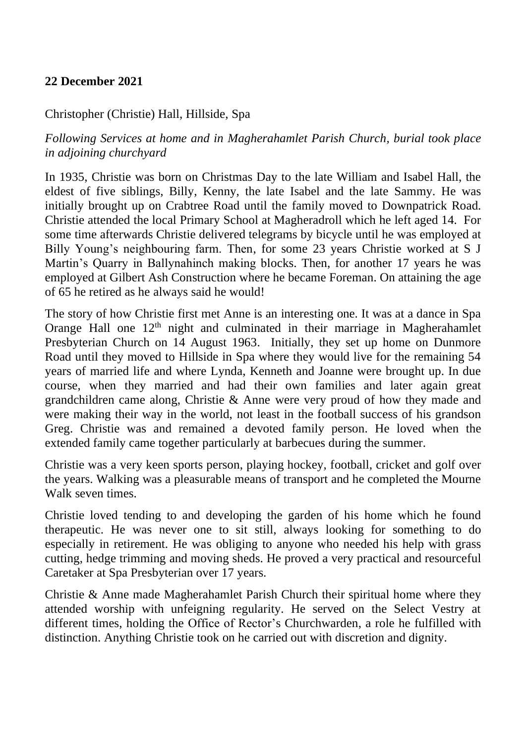**22 December 2021**

Christopher (Christie) Hall, Hillside, Spa

*Following Services at home and in Magherahamlet Parish Church, burial took place in adjoining churchyard*

In 1935, Christie was born on Christmas Day to the late William and Isabel Hall, the eldest of five siblings, Billy, Kenny, the late Isabel and the late Sammy. He was initially brought up on Crabtree Road until the family moved to Downpatrick Road. Christie attended the local Primary School at Magheradroll which he left aged 14. For some time afterwards Christie delivered telegrams by bicycle until he was employed at Billy Young's neighbouring farm. Then, for some 23 years Christie worked at S J Martin's Quarry in Ballynahinch making blocks. Then, for another 17 years he was employed at Gilbert Ash Construction where he became Foreman. On attaining the age of 65 he retired as he always said he would!

The story of how Christie first met Anne is an interesting one. It was at a dance in Spa Orange Hall one 12th night and culminated in their marriage in Magherahamlet Presbyterian Church on 14 August 1963. Initially, they set up home on Dunmore Road until they moved to Hillside in Spa where they would live for the remaining 54 years of married life and where Lynda, Kenneth and Joanne were brought up. In due course, when they married and had their own families and later again great grandchildren came along, Christie & Anne were very proud of how they made and were making their way in the world, not least in the football success of his grandson Greg. Christie was and remained a devoted family person. He loved when the extended family came together particularly at barbecues during the summer.

Christie was a very keen sports person, playing hockey, football, cricket and golf over the years. Walking was a pleasurable means of transport and he completed the Mourne Walk seven times.

Christie loved tending to and developing the garden of his home which he found therapeutic. He was never one to sit still, always looking for something to do especially in retirement. He was obliging to anyone who needed his help with grass cutting, hedge trimming and moving sheds. He proved a very practical and resourceful Caretaker at Spa Presbyterian over 17 years.

Christie & Anne made Magherahamlet Parish Church their spiritual home where they attended worship with unfeigning regularity. He served on the Select Vestry at different times, holding the Office of Rector's Churchwarden, a role he fulfilled with distinction. Anything Christie took on he carried out with discretion and dignity.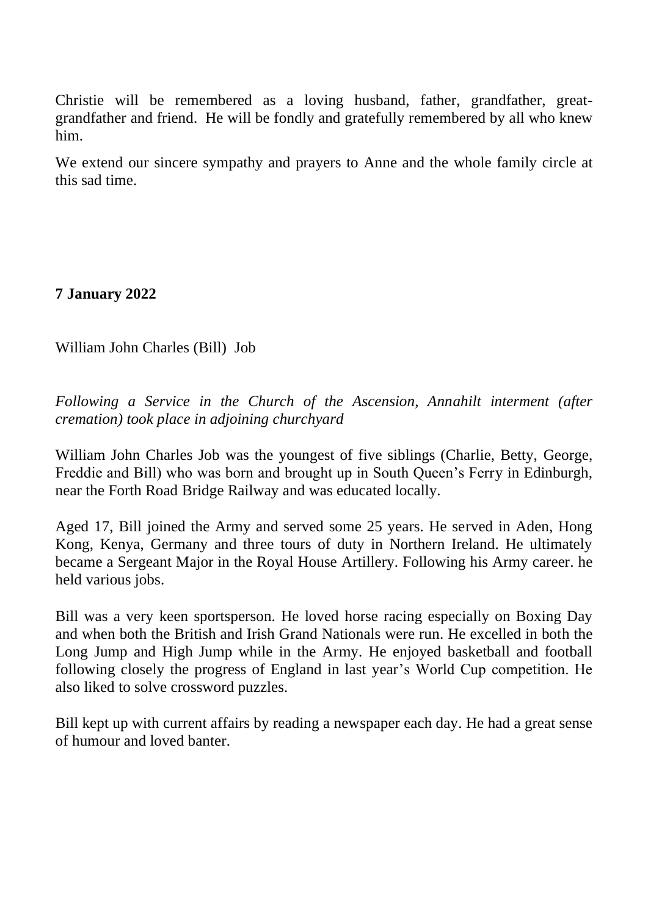Christie will be remembered as a loving husband, father, grandfather, great-grandfather and friend.  He will be fondly and gratefully remembered by all who knew him.

We extend our sincere sympathy and prayers to Anne and the whole family circle at this sad time.

**7 January 2022**

William John Charles (Bill)  Job

*Following a Service in the Church of the Ascension, Annahilt interment (after cremation) took place in adjoining churchyard*

William John Charles Job was the youngest of five siblings (Charlie, Betty, George, Freddie and Bill) who was born and brought up in South Queen's Ferry in Edinburgh, near the Forth Road Bridge Railway and was educated locally.

Aged 17, Bill joined the Army and served some 25 years. He served in Aden, Hong Kong, Kenya, Germany and three tours of duty in Northern Ireland. He ultimately became a Sergeant Major in the Royal House Artillery. Following his Army career. he held various jobs.

Bill was a very keen sportsperson. He loved horse racing especially on Boxing Day and when both the British and Irish Grand Nationals were run. He excelled in both the Long Jump and High Jump while in the Army. He enjoyed basketball and football following closely the progress of England in last year's World Cup competition. He also liked to solve crossword puzzles.

Bill kept up with current affairs by reading a newspaper each day. He had a great sense of humour and loved banter.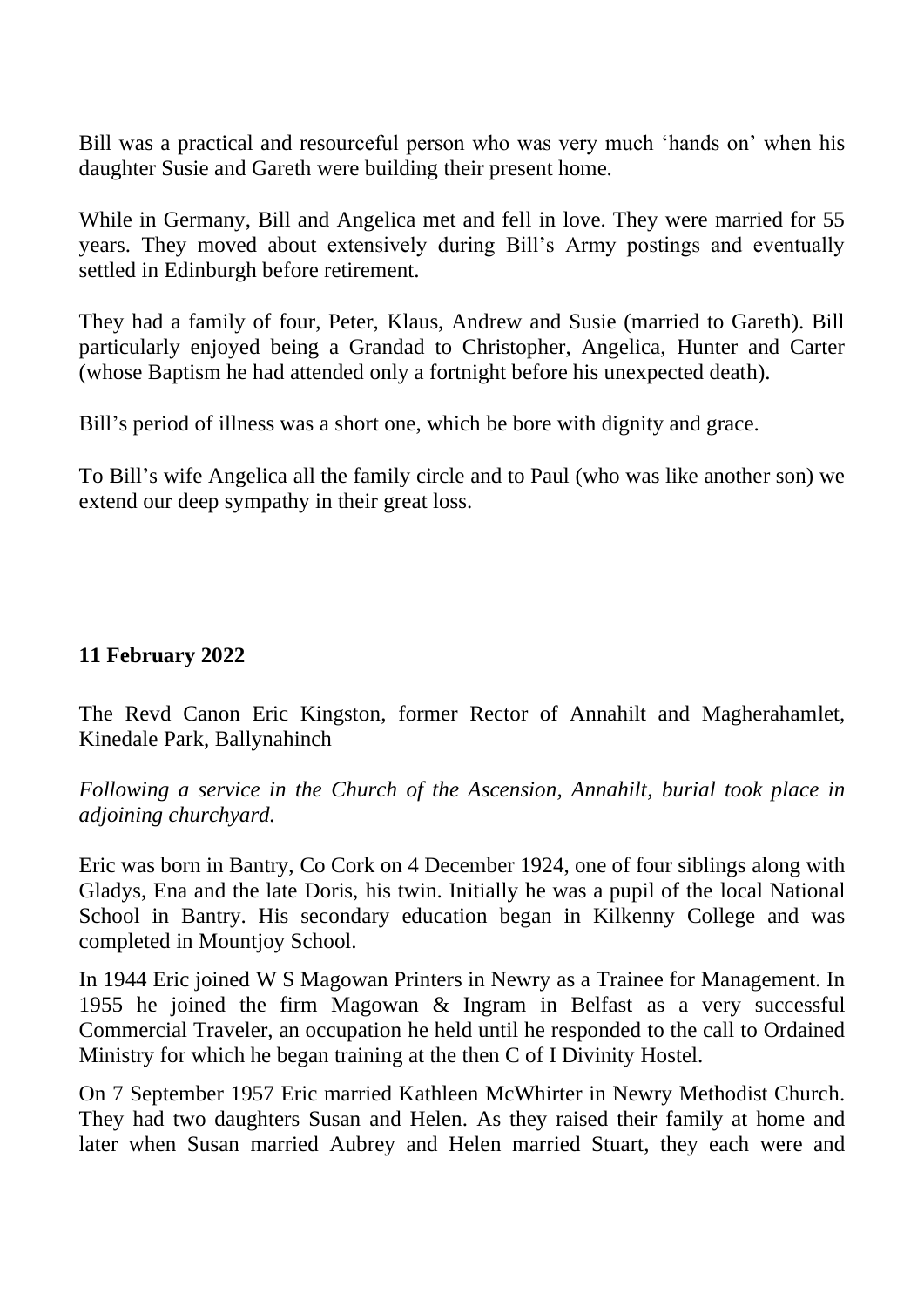Bill was a practical and resourceful person who was very much 'hands on' when his daughter Susie and Gareth were building their present home.

While in Germany, Bill and Angelica met and fell in love. They were married for 55 years. They moved about extensively during Bill's Army postings and eventually settled in Edinburgh before retirement.

They had a family of four, Peter, Klaus, Andrew and Susie (married to Gareth). Bill particularly enjoyed being a Grandad to Christopher, Angelica, Hunter and Carter (whose Baptism he had attended only a fortnight before his unexpected death).

Bill's period of illness was a short one, which be bore with dignity and grace.

To Bill's wife Angelica all the family circle and to Paul (who was like another son) we extend our deep sympathy in their great loss.

**11 February 2022**

The Revd Canon Eric Kingston, former Rector of Annahilt and Magherahamlet, Kinedale Park, Ballynahinch

*Following a service in the Church of the Ascension, Annahilt, burial took place in adjoining churchyard.*

Eric was born in Bantry, Co Cork on 4 December 1924, one of four siblings along with Gladys, Ena and the late Doris, his twin. Initially he was a pupil of the local National School in Bantry. His secondary education began in Kilkenny College and was completed in Mountjoy School.

In 1944 Eric joined W S Magowan Printers in Newry as a Trainee for Management. In 1955 he joined the firm Magowan & Ingram in Belfast as a very successful Commercial Traveler, an occupation he held until he responded to the call to Ordained Ministry for which he began training at the then C of I Divinity Hostel.

On 7 September 1957 Eric married Kathleen McWhirter in Newry Methodist Church. They had two daughters Susan and Helen. As they raised their family at home and later when Susan married Aubrey and Helen married Stuart, they each were and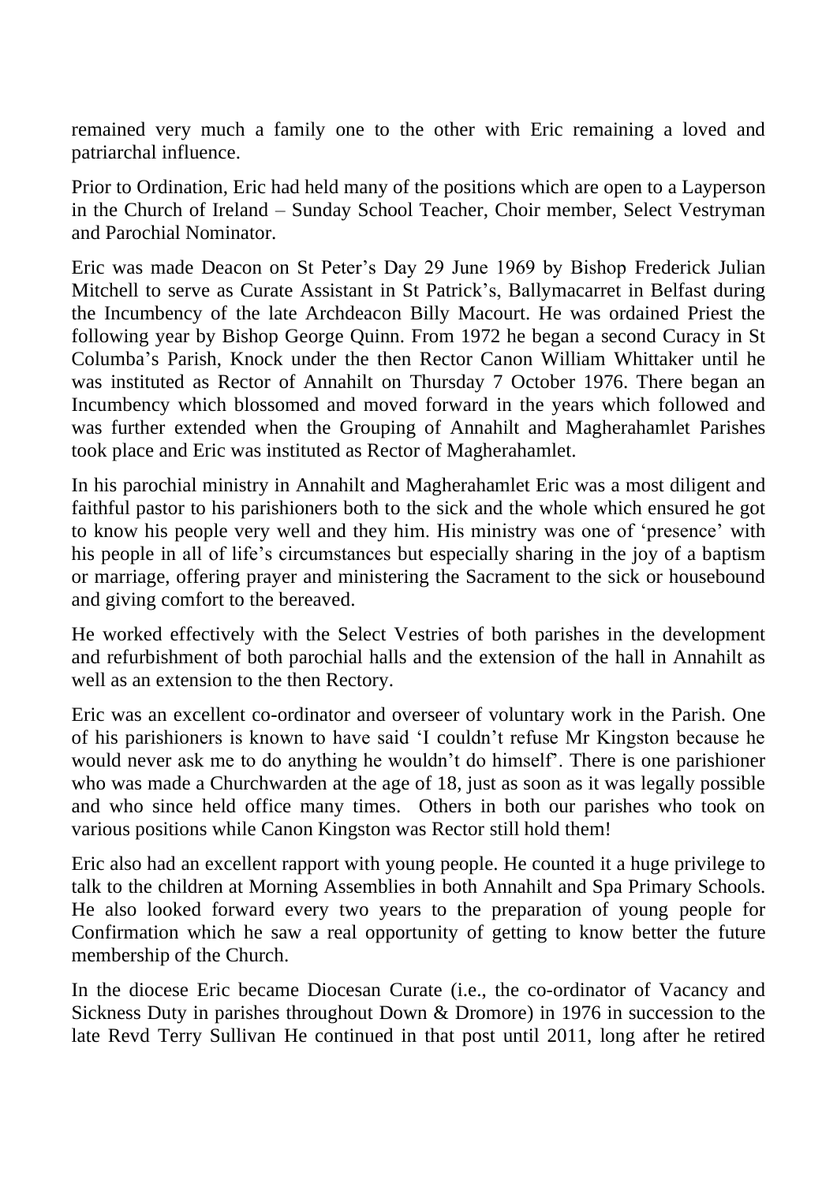remained very much a family one to the other with Eric remaining a loved and patriarchal influence.

Prior to Ordination, Eric had held many of the positions which are open to a Layperson in the Church of Ireland – Sunday School Teacher, Choir member, Select Vestryman and Parochial Nominator.

Eric was made Deacon on St Peter's Day 29 June 1969 by Bishop Frederick Julian Mitchell to serve as Curate Assistant in St Patrick's, Ballymacarret in Belfast during the Incumbency of the late Archdeacon Billy Macourt. He was ordained Priest the following year by Bishop George Quinn. From 1972 he began a second Curacy in St Columba's Parish, Knock under the then Rector Canon William Whittaker until he was instituted as Rector of Annahilt on Thursday 7 October 1976. There began an Incumbency which blossomed and moved forward in the years which followed and was further extended when the Grouping of Annahilt and Magherahamlet Parishes took place and Eric was instituted as Rector of Magherahamlet.

In his parochial ministry in Annahilt and Magherahamlet Eric was a most diligent and faithful pastor to his parishioners both to the sick and the whole which ensured he got to know his people very well and they him. His ministry was one of 'presence' with his people in all of life's circumstances but especially sharing in the joy of a baptism or marriage, offering prayer and ministering the Sacrament to the sick or housebound and giving comfort to the bereaved.

He worked effectively with the Select Vestries of both parishes in the development and refurbishment of both parochial halls and the extension of the hall in Annahilt as well as an extension to the then Rectory.

Eric was an excellent co-ordinator and overseer of voluntary work in the Parish. One of his parishioners is known to have said 'I couldn't refuse Mr Kingston because he would never ask me to do anything he wouldn't do himself'. There is one parishioner who was made a Churchwarden at the age of 18, just as soon as it was legally possible and who since held office many times. Others in both our parishes who took on various positions while Canon Kingston was Rector still hold them!

Eric also had an excellent rapport with young people. He counted it a huge privilege to talk to the children at Morning Assemblies in both Annahilt and Spa Primary Schools. He also looked forward every two years to the preparation of young people for Confirmation which he saw a real opportunity of getting to know better the future membership of the Church.

In the diocese Eric became Diocesan Curate (i.e., the co-ordinator of Vacancy and Sickness Duty in parishes throughout Down & Dromore) in 1976 in succession to the late Revd Terry Sullivan He continued in that post until 2011, long after he retired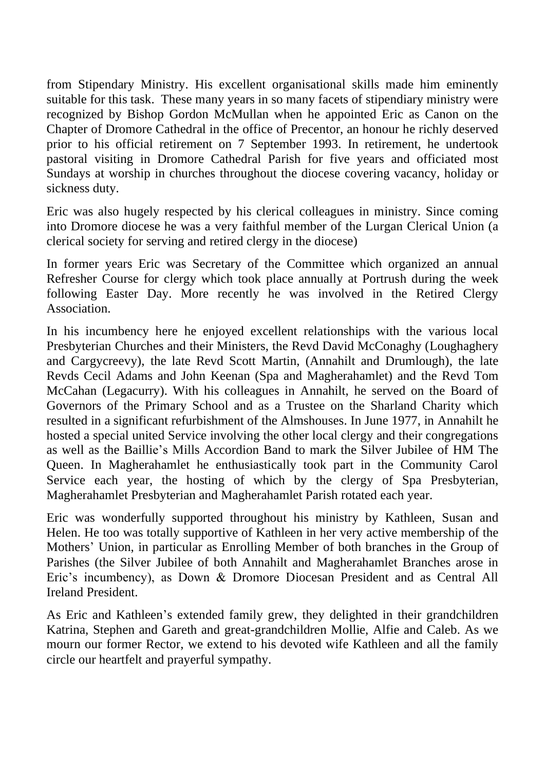from Stipendary Ministry. His excellent organisational skills made him eminently suitable for this task. These many years in so many facets of stipendiary ministry were recognized by Bishop Gordon McMullan when he appointed Eric as Canon on the Chapter of Dromore Cathedral in the office of Precentor, an honour he richly deserved prior to his official retirement on 7 September 1993. In retirement, he undertook pastoral visiting in Dromore Cathedral Parish for five years and officiated most Sundays at worship in churches throughout the diocese covering vacancy, holiday or sickness duty.

Eric was also hugely respected by his clerical colleagues in ministry. Since coming into Dromore diocese he was a very faithful member of the Lurgan Clerical Union (a clerical society for serving and retired clergy in the diocese)

In former years Eric was Secretary of the Committee which organized an annual Refresher Course for clergy which took place annually at Portrush during the week following Easter Day. More recently he was involved in the Retired Clergy Association.

In his incumbency here he enjoyed excellent relationships with the various local Presbyterian Churches and their Ministers, the Revd David McConaghy (Loughaghery and Cargycreevy), the late Revd Scott Martin, (Annahilt and Drumlough), the late Revds Cecil Adams and John Keenan (Spa and Magherahamlet) and the Revd Tom McCahan (Legacurry). With his colleagues in Annahilt, he served on the Board of Governors of the Primary School and as a Trustee on the Sharland Charity which resulted in a significant refurbishment of the Almshouses. In June 1977, in Annahilt he hosted a special united Service involving the other local clergy and their congregations as well as the Baillie's Mills Accordion Band to mark the Silver Jubilee of HM The Queen. In Magherahamlet he enthusiastically took part in the Community Carol Service each year, the hosting of which by the clergy of Spa Presbyterian, Magherahamlet Presbyterian and Magherahamlet Parish rotated each year.

Eric was wonderfully supported throughout his ministry by Kathleen, Susan and Helen. He too was totally supportive of Kathleen in her very active membership of the Mothers' Union, in particular as Enrolling Member of both branches in the Group of Parishes (the Silver Jubilee of both Annahilt and Magherahamlet Branches arose in Eric's incumbency), as Down & Dromore Diocesan President and as Central All Ireland President.

As Eric and Kathleen's extended family grew, they delighted in their grandchildren Katrina, Stephen and Gareth and great-grandchildren Mollie, Alfie and Caleb. As we mourn our former Rector, we extend to his devoted wife Kathleen and all the family circle our heartfelt and prayerful sympathy.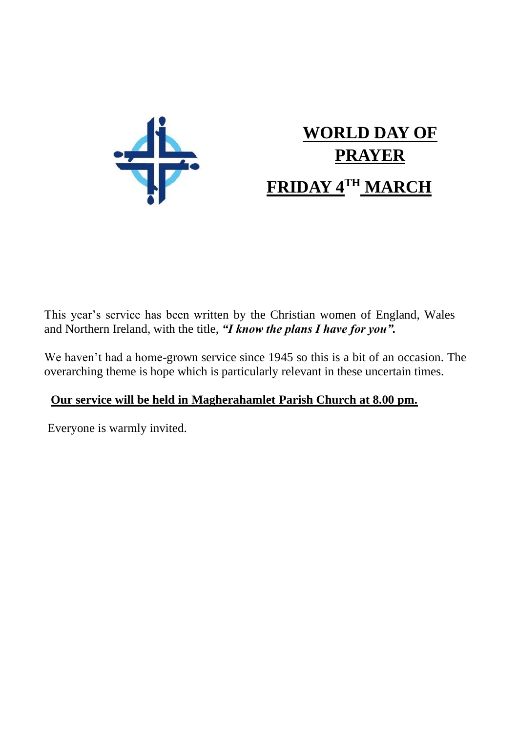# WORLD DAY OF PRAYER

## FRIDAY 4TH MARCH

This year's service has been written by the Christian women of England, Wales and Northern Ireland, with the title, ***"I know the plans I have for you".***

We haven't had a home-grown service since 1945 so this is a bit of an occasion. The overarching theme is hope which is particularly relevant in these uncertain times.

**Our service will be held in Magherahamlet Parish Church at 8.00 pm.**

Everyone is warmly invited.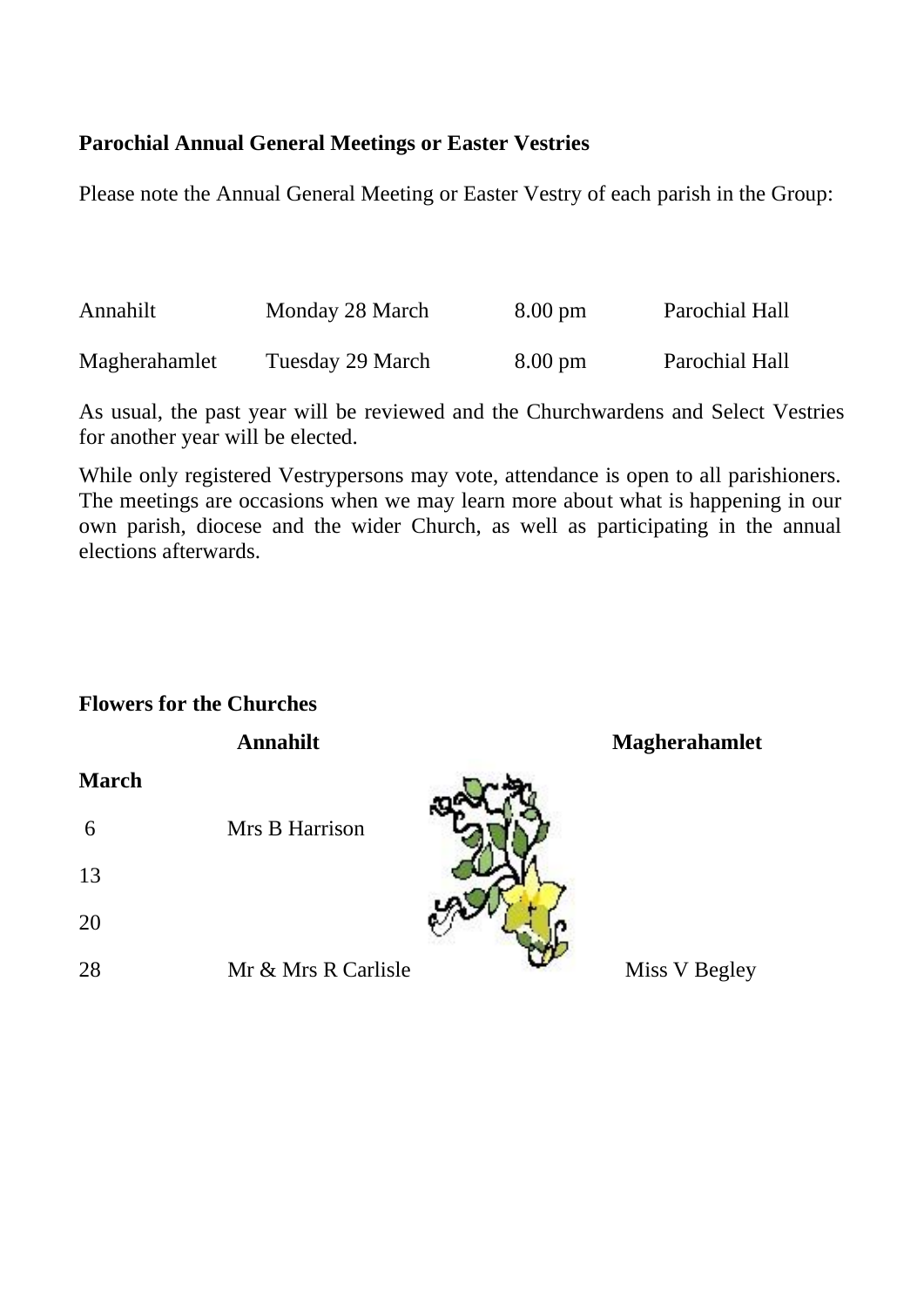**Parochial Annual General Meetings or Easter Vestries**

Please note the Annual General Meeting or Easter Vestry of each parish in the Group:

| | | | |
|---|---|---|---|
| Annahilt | Monday 28 March | 8.00 pm | Parochial Hall |
| Magherahamlet | Tuesday 29 March | 8.00 pm | Parochial Hall |

As usual, the past year will be reviewed and the Churchwardens and Select Vestries for another year will be elected.

While only registered Vestrypersons may vote, attendance is open to all parishioners. The meetings are occasions when we may learn more about what is happening in our own parish, diocese and the wider Church, as well as participating in the annual elections afterwards.

**Flowers for the Churches**

| | **Annahilt** | **Magherahamlet** |
|---|---|---|
| **March** | | |
| 6 | Mrs B Harrison | |
| 13 | | |
| 20 | | |
| 28 | Mr & Mrs R Carlisle | Miss V Begley |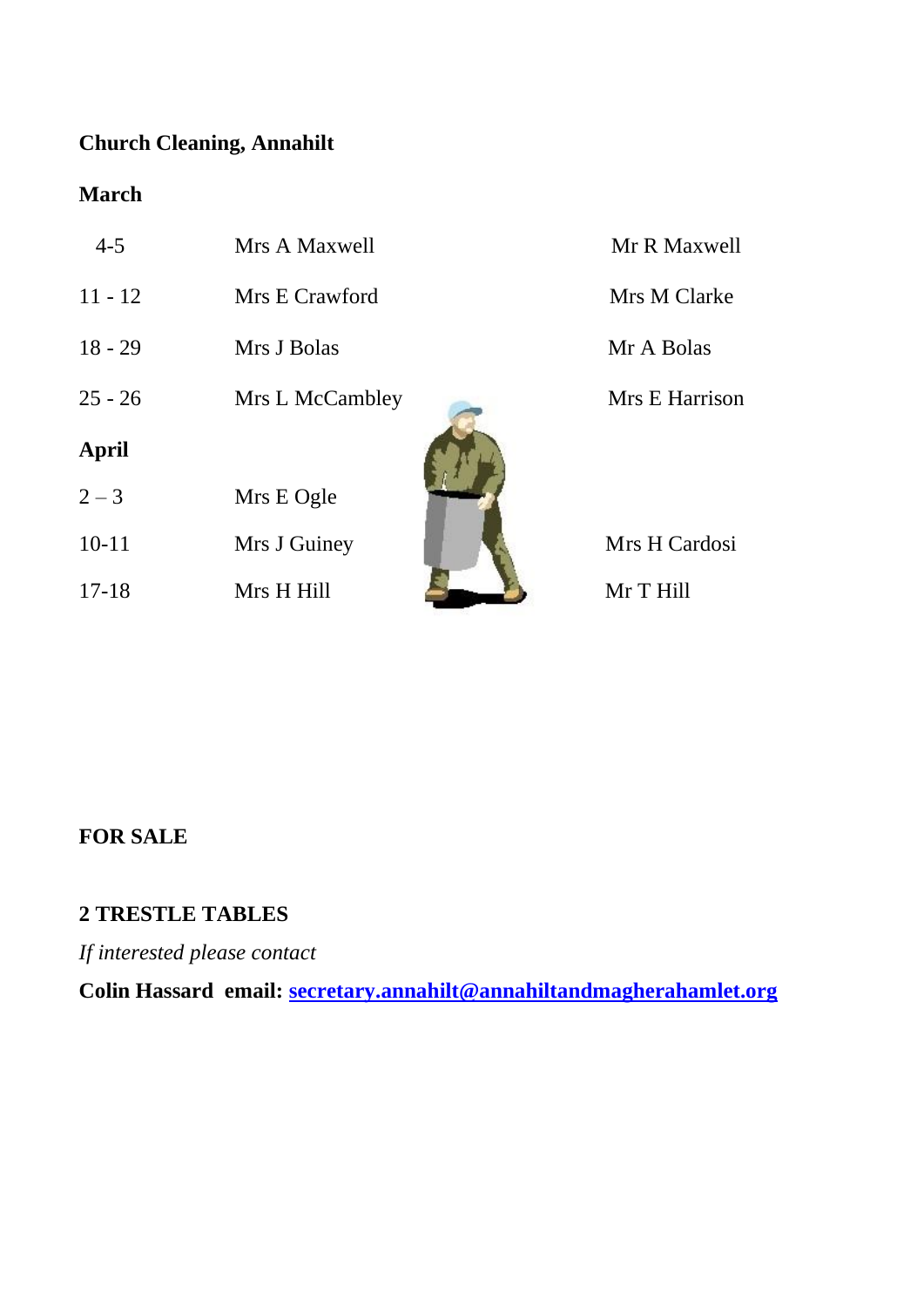**Church Cleaning, Annahilt**

**March**

| | | |
|---|---|---|
| 4-5 | Mrs A Maxwell | Mr R Maxwell |
| 11 - 12 | Mrs E Crawford | Mrs M Clarke |
| 18 - 29 | Mrs J Bolas | Mr A Bolas |
| 25 - 26 | Mrs L McCambley | Mrs E Harrison |

**April**

| | | |
|---|---|---|
| 2 – 3 | Mrs E Ogle | |
| 10-11 | Mrs J Guiney | Mrs H Cardosi |
| 17-18 | Mrs H Hill | Mr T Hill |

**FOR SALE**

**2 TRESTLE TABLES**

*If interested please contact*

**Colin Hassard email: [secretary.annahilt@annahiltandmagherahamlet.org](mailto:secretary.annahilt@annahiltandmagherahamlet.org)**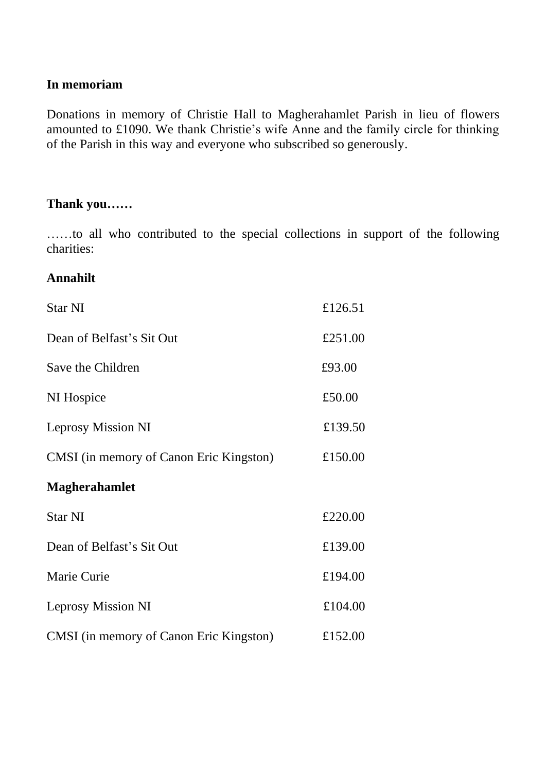**In memoriam**

Donations in memory of Christie Hall to Magherahamlet Parish in lieu of flowers amounted to £1090. We thank Christie's wife Anne and the family circle for thinking of the Parish in this way and everyone who subscribed so generously.

**Thank you……**

……to all who contributed to the special collections in support of the following charities:

**Annahilt**

| | |
|---|---|
| Star NI | £126.51 |
| Dean of Belfast's Sit Out | £251.00 |
| Save the Children | £93.00 |
| NI Hospice | £50.00 |
| Leprosy Mission NI | £139.50 |
| CMSI (in memory of Canon Eric Kingston) | £150.00 |

**Magherahamlet**

| | |
|---|---|
| Star NI | £220.00 |
| Dean of Belfast's Sit Out | £139.00 |
| Marie Curie | £194.00 |
| Leprosy Mission NI | £104.00 |
| CMSI (in memory of Canon Eric Kingston) | £152.00 |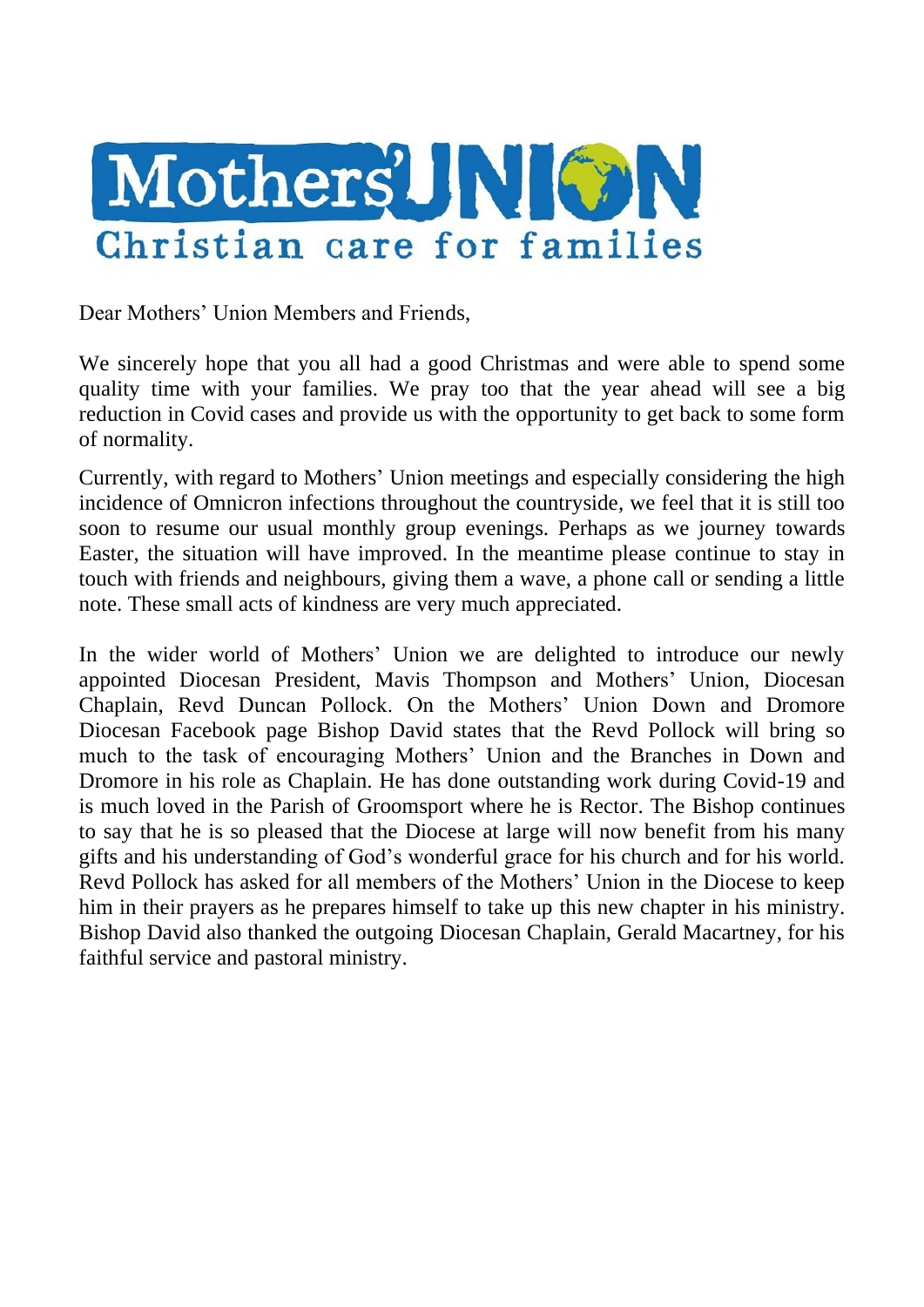# Mothers' UNION

Christian care for families

Dear Mothers' Union Members and Friends,

We sincerely hope that you all had a good Christmas and were able to spend some quality time with your families. We pray too that the year ahead will see a big reduction in Covid cases and provide us with the opportunity to get back to some form of normality.

Currently, with regard to Mothers' Union meetings and especially considering the high incidence of Omnicron infections throughout the countryside, we feel that it is still too soon to resume our usual monthly group evenings. Perhaps as we journey towards Easter, the situation will have improved. In the meantime please continue to stay in touch with friends and neighbours, giving them a wave, a phone call or sending a little note. These small acts of kindness are very much appreciated.

In the wider world of Mothers' Union we are delighted to introduce our newly appointed Diocesan President, Mavis Thompson and Mothers' Union, Diocesan Chaplain, Revd Duncan Pollock. On the Mothers' Union Down and Dromore Diocesan Facebook page Bishop David states that the Revd Pollock will bring so much to the task of encouraging Mothers' Union and the Branches in Down and Dromore in his role as Chaplain. He has done outstanding work during Covid-19 and is much loved in the Parish of Groomsport where he is Rector. The Bishop continues to say that he is so pleased that the Diocese at large will now benefit from his many gifts and his understanding of God's wonderful grace for his church and for his world. Revd Pollock has asked for all members of the Mothers' Union in the Diocese to keep him in their prayers as he prepares himself to take up this new chapter in his ministry. Bishop David also thanked the outgoing Diocesan Chaplain, Gerald Macartney, for his faithful service and pastoral ministry.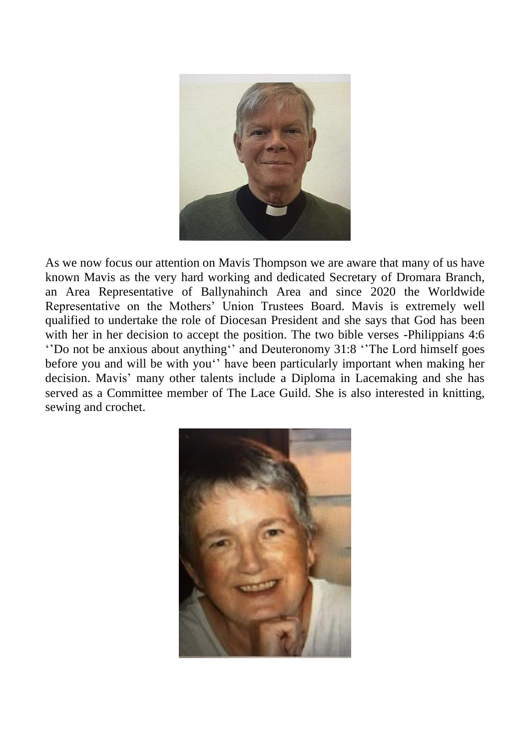As we now focus our attention on Mavis Thompson we are aware that many of us have known Mavis as the very hard working and dedicated Secretary of Dromara Branch, an Area Representative of Ballynahinch Area and since 2020 the Worldwide Representative on the Mothers' Union Trustees Board. Mavis is extremely well qualified to undertake the role of Diocesan President and she says that God has been with her in her decision to accept the position. The two bible verses -Philippians 4:6 ''Do not be anxious about anything'' and Deuteronomy 31:8 ''The Lord himself goes before you and will be with you'' have been particularly important when making her decision. Mavis' many other talents include a Diploma in Lacemaking and she has served as a Committee member of The Lace Guild. She is also interested in knitting, sewing and crochet.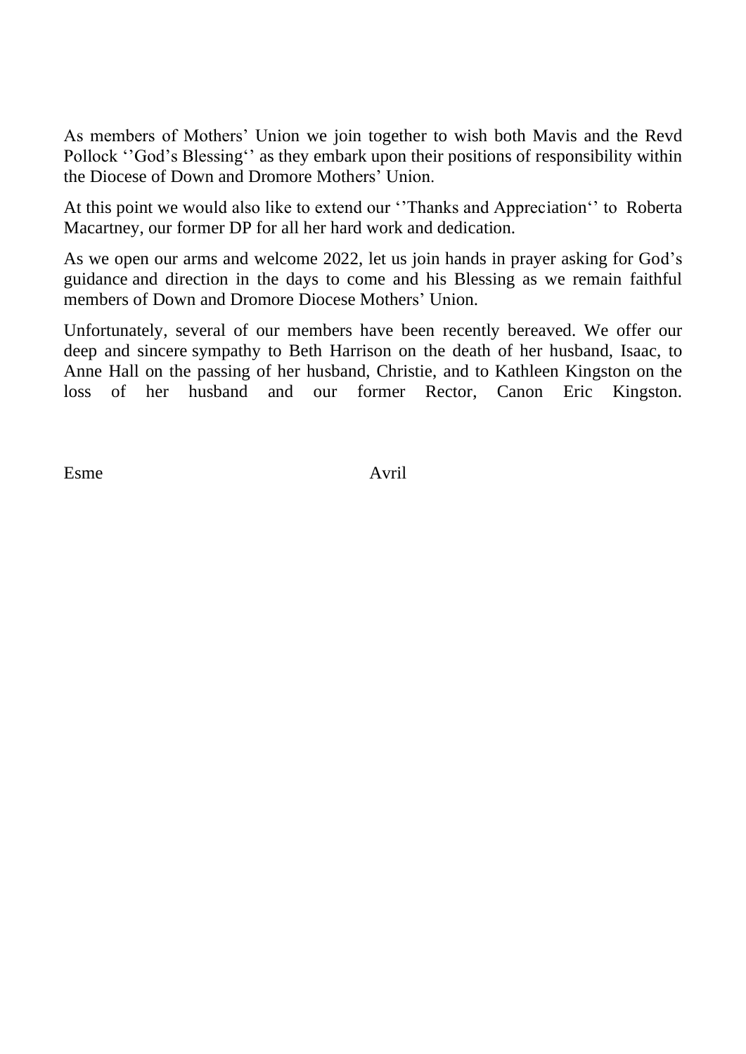As members of Mothers' Union we join together to wish both Mavis and the Revd Pollock ''God's Blessing'' as they embark upon their positions of responsibility within the Diocese of Down and Dromore Mothers' Union.

At this point we would also like to extend our ''Thanks and Appreciation'' to Roberta Macartney, our former DP for all her hard work and dedication.

As we open our arms and welcome 2022, let us join hands in prayer asking for God's guidance and direction in the days to come and his Blessing as we remain faithful members of Down and Dromore Diocese Mothers' Union.

Unfortunately, several of our members have been recently bereaved. We offer our deep and sincere sympathy to Beth Harrison on the death of her husband, Isaac, to Anne Hall on the passing of her husband, Christie, and to Kathleen Kingston on the loss of her husband and our former Rector, Canon Eric Kingston.

Esme                                                  Avril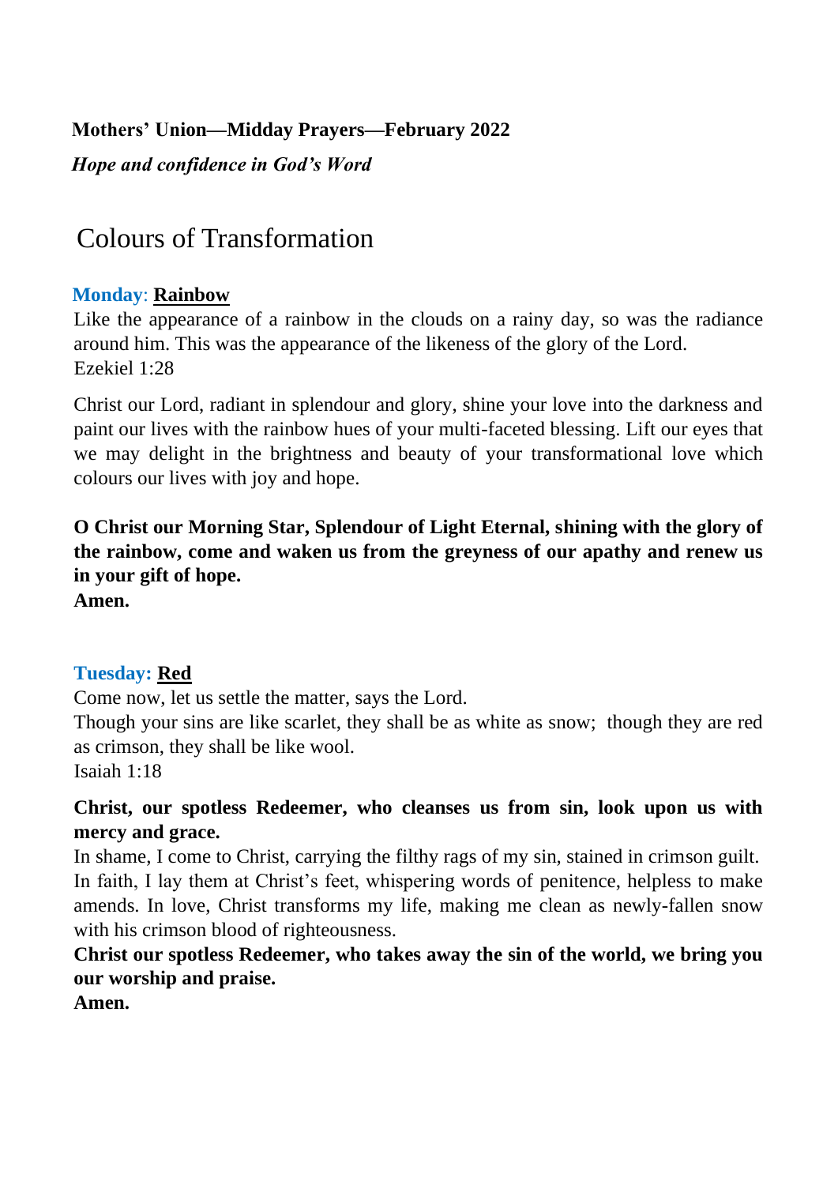**Mothers' Union—Midday Prayers—February 2022**

***Hope and confidence in God's Word***

# Colours of Transformation

## **Monday**: **Rainbow**

Like the appearance of a rainbow in the clouds on a rainy day, so was the radiance around him. This was the appearance of the likeness of the glory of the Lord.
Ezekiel 1:28

Christ our Lord, radiant in splendour and glory, shine your love into the darkness and paint our lives with the rainbow hues of your multi-faceted blessing. Lift our eyes that we may delight in the brightness and beauty of your transformational love which colours our lives with joy and hope.

**O Christ our Morning Star, Splendour of Light Eternal, shining with the glory of the rainbow, come and waken us from the greyness of our apathy and renew us in your gift of hope.**
**Amen.**

## **Tuesday: Red**

Come now, let us settle the matter, says the Lord.
Though your sins are like scarlet, they shall be as white as snow; though they are red as crimson, they shall be like wool.
Isaiah 1:18

**Christ, our spotless Redeemer, who cleanses us from sin, look upon us with mercy and grace.**
In shame, I come to Christ, carrying the filthy rags of my sin, stained in crimson guilt. In faith, I lay them at Christ's feet, whispering words of penitence, helpless to make amends. In love, Christ transforms my life, making me clean as newly-fallen snow with his crimson blood of righteousness.
**Christ our spotless Redeemer, who takes away the sin of the world, we bring you our worship and praise.**
**Amen.**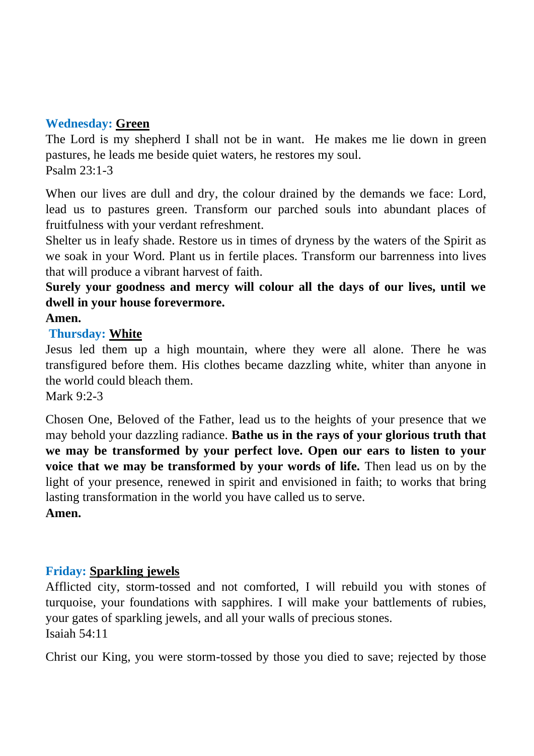**Wednesday: Green**

The Lord is my shepherd I shall not be in want. He makes me lie down in green pastures, he leads me beside quiet waters, he restores my soul.
Psalm 23:1-3

When our lives are dull and dry, the colour drained by the demands we face: Lord, lead us to pastures green. Transform our parched souls into abundant places of fruitfulness with your verdant refreshment.
Shelter us in leafy shade. Restore us in times of dryness by the waters of the Spirit as we soak in your Word. Plant us in fertile places. Transform our barrenness into lives that will produce a vibrant harvest of faith.
**Surely your goodness and mercy will colour all the days of our lives, until we dwell in your house forevermore.**
**Amen.**

**Thursday: White**

Jesus led them up a high mountain, where they were all alone. There he was transfigured before them. His clothes became dazzling white, whiter than anyone in the world could bleach them.
Mark 9:2-3

Chosen One, Beloved of the Father, lead us to the heights of your presence that we may behold your dazzling radiance. **Bathe us in the rays of your glorious truth that we may be transformed by your perfect love. Open our ears to listen to your voice that we may be transformed by your words of life.** Then lead us on by the light of your presence, renewed in spirit and envisioned in faith; to works that bring lasting transformation in the world you have called us to serve.
**Amen.**

**Friday: Sparkling jewels**

Afflicted city, storm-tossed and not comforted, I will rebuild you with stones of turquoise, your foundations with sapphires. I will make your battlements of rubies, your gates of sparkling jewels, and all your walls of precious stones.
Isaiah 54:11

Christ our King, you were storm-tossed by those you died to save; rejected by those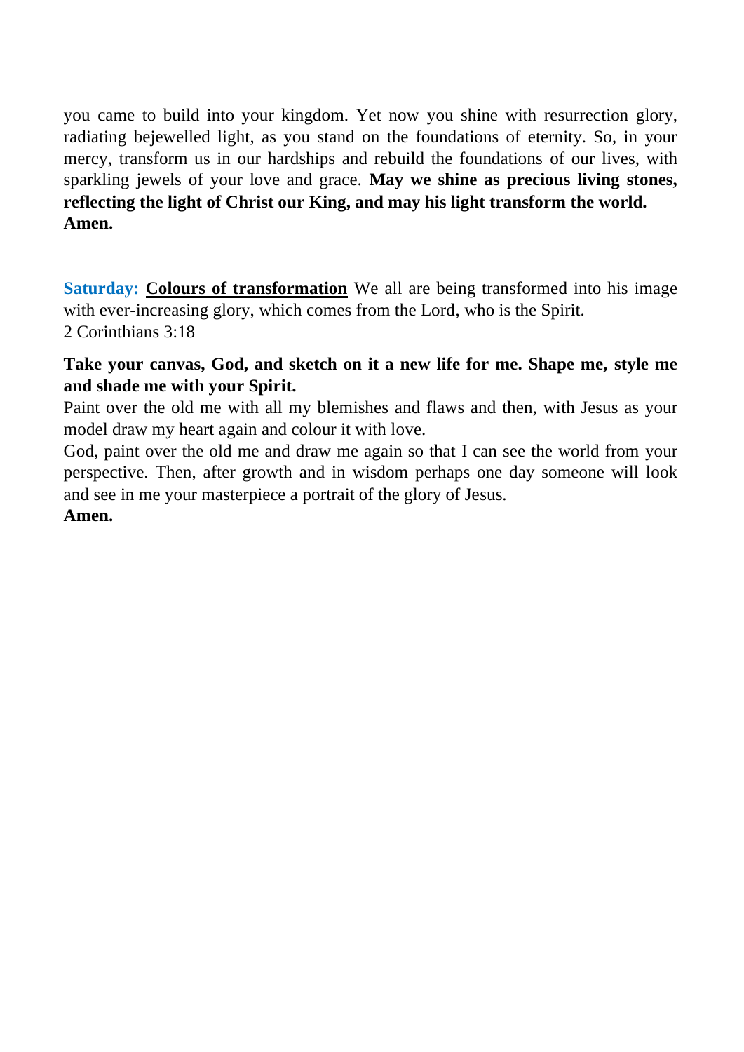you came to build into your kingdom. Yet now you shine with resurrection glory, radiating bejewelled light, as you stand on the foundations of eternity. So, in your mercy, transform us in our hardships and rebuild the foundations of our lives, with sparkling jewels of your love and grace. **May we shine as precious living stones, reflecting the light of Christ our King, and may his light transform the world. Amen.**

**Saturday:** **Colours of transformation** We all are being transformed into his image with ever-increasing glory, which comes from the Lord, who is the Spirit.
2 Corinthians 3:18

**Take your canvas, God, and sketch on it a new life for me. Shape me, style me and shade me with your Spirit.**
Paint over the old me with all my blemishes and flaws and then, with Jesus as your model draw my heart again and colour it with love.
God, paint over the old me and draw me again so that I can see the world from your perspective. Then, after growth and in wisdom perhaps one day someone will look and see in me your masterpiece a portrait of the glory of Jesus.
**Amen.**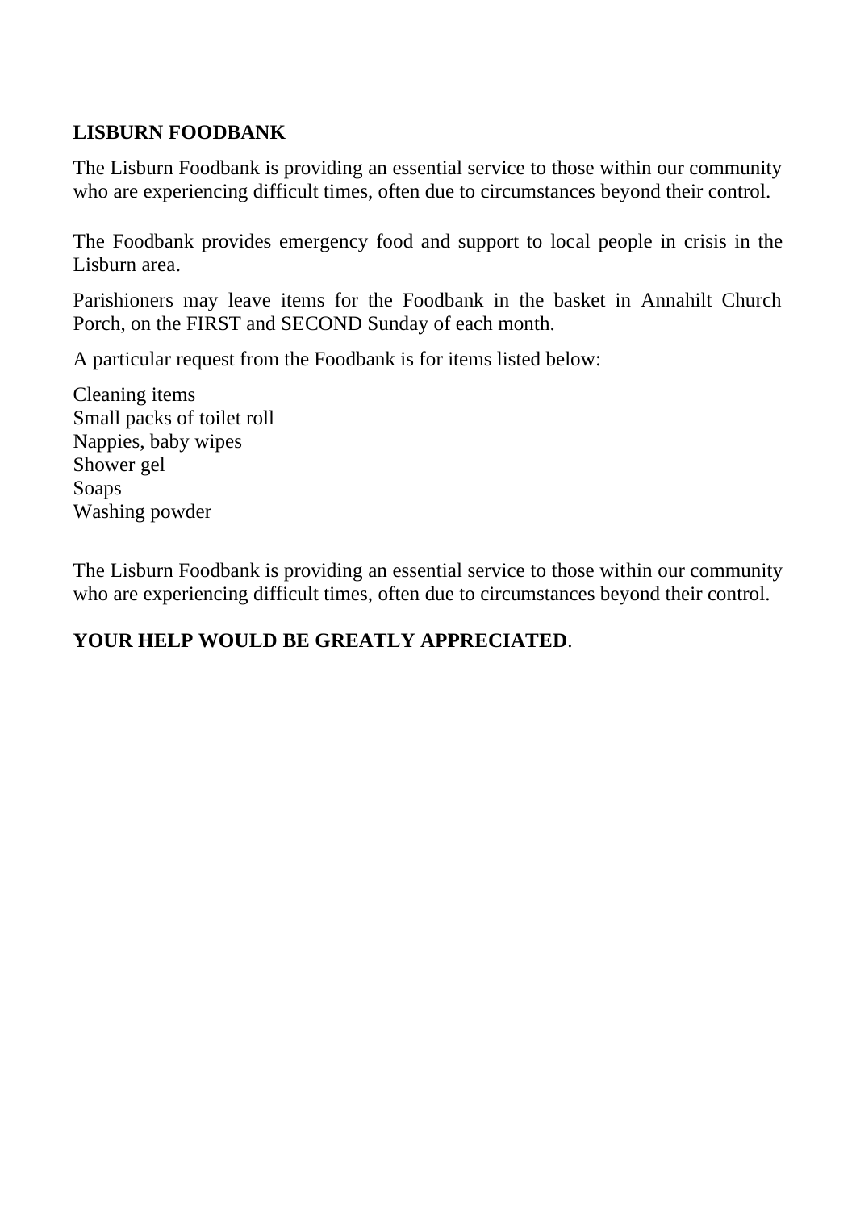**LISBURN FOODBANK**

The Lisburn Foodbank is providing an essential service to those within our community who are experiencing difficult times, often due to circumstances beyond their control.

The Foodbank provides emergency food and support to local people in crisis in the Lisburn area.

Parishioners may leave items for the Foodbank in the basket in Annahilt Church Porch, on the FIRST and SECOND Sunday of each month.

A particular request from the Foodbank is for items listed below:

Cleaning items  
Small packs of toilet roll  
Nappies, baby wipes  
Shower gel  
Soaps  
Washing powder

The Lisburn Foodbank is providing an essential service to those within our community who are experiencing difficult times, often due to circumstances beyond their control.

**YOUR HELP WOULD BE GREATLY APPRECIATED**.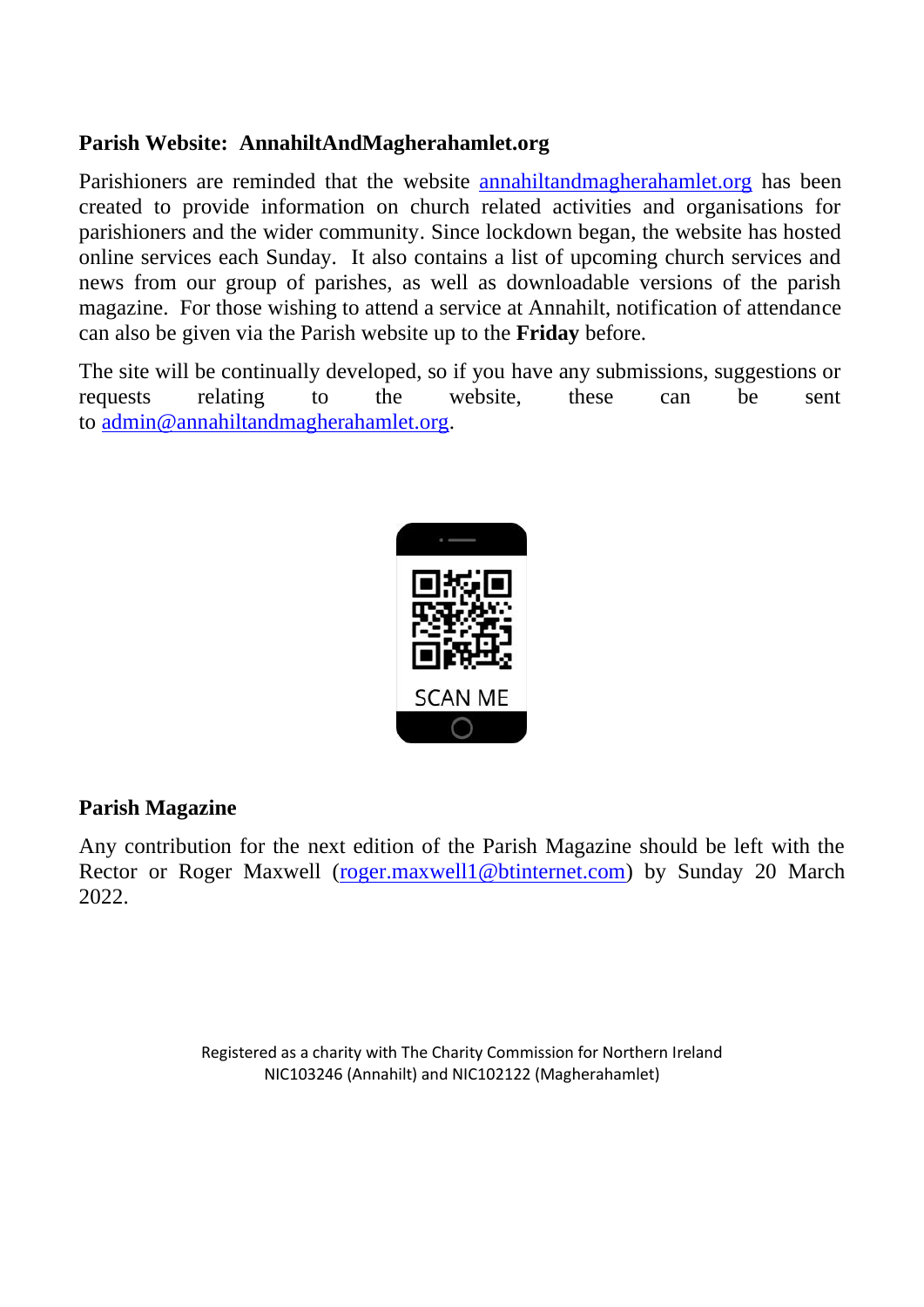**Parish Website: AnnahiltAndMagherahamlet.org**

Parishioners are reminded that the website annahiltandmagherahamlet.org has been created to provide information on church related activities and organisations for parishioners and the wider community. Since lockdown began, the website has hosted online services each Sunday. It also contains a list of upcoming church services and news from our group of parishes, as well as downloadable versions of the parish magazine. For those wishing to attend a service at Annahilt, notification of attendance can also be given via the Parish website up to the **Friday** before.

The site will be continually developed, so if you have any submissions, suggestions or requests relating to the website, these can be sent to admin@annahiltandmagherahamlet.org.

SCAN ME

**Parish Magazine**

Any contribution for the next edition of the Parish Magazine should be left with the Rector or Roger Maxwell (roger.maxwell1@btinternet.com) by Sunday 20 March 2022.

Registered as a charity with The Charity Commission for Northern Ireland
NIC103246 (Annahilt) and NIC102122 (Magherahamlet)